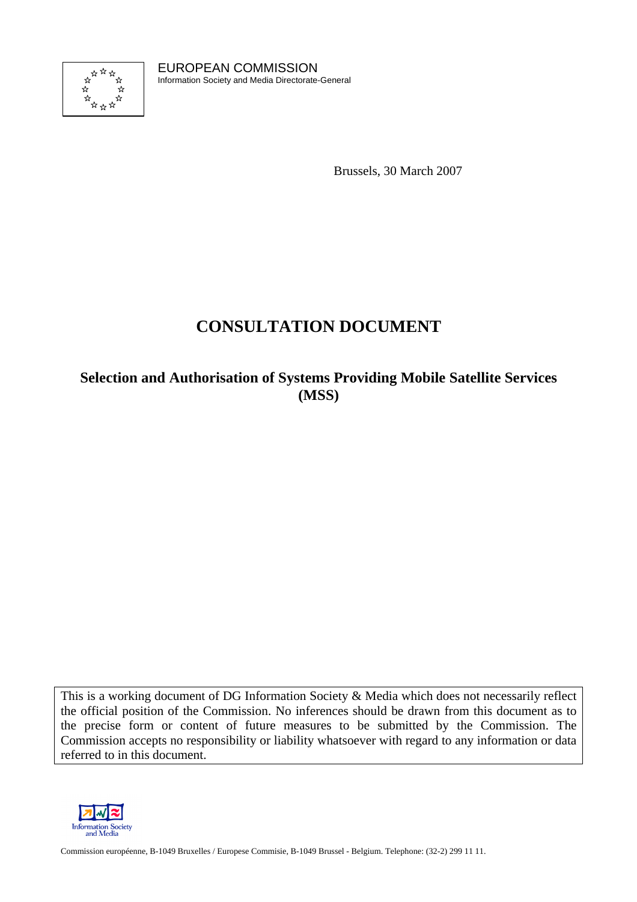EUROPEAN COMMISSION
Information Society and Media Directorate-General

Brussels, 30 March 2007

# CONSULTATION DOCUMENT

## Selection and Authorisation of Systems Providing Mobile Satellite Services (MSS)

This is a working document of DG Information Society & Media which does not necessarily reflect the official position of the Commission. No inferences should be drawn from this document as to the precise form or content of future measures to be submitted by the Commission. The Commission accepts no responsibility or liability whatsoever with regard to any information or data referred to in this document.

Information Society and Media

Commission européenne, B-1049 Bruxelles / Europese Commisie, B-1049 Brussel - Belgium. Telephone: (32-2) 299 11 11.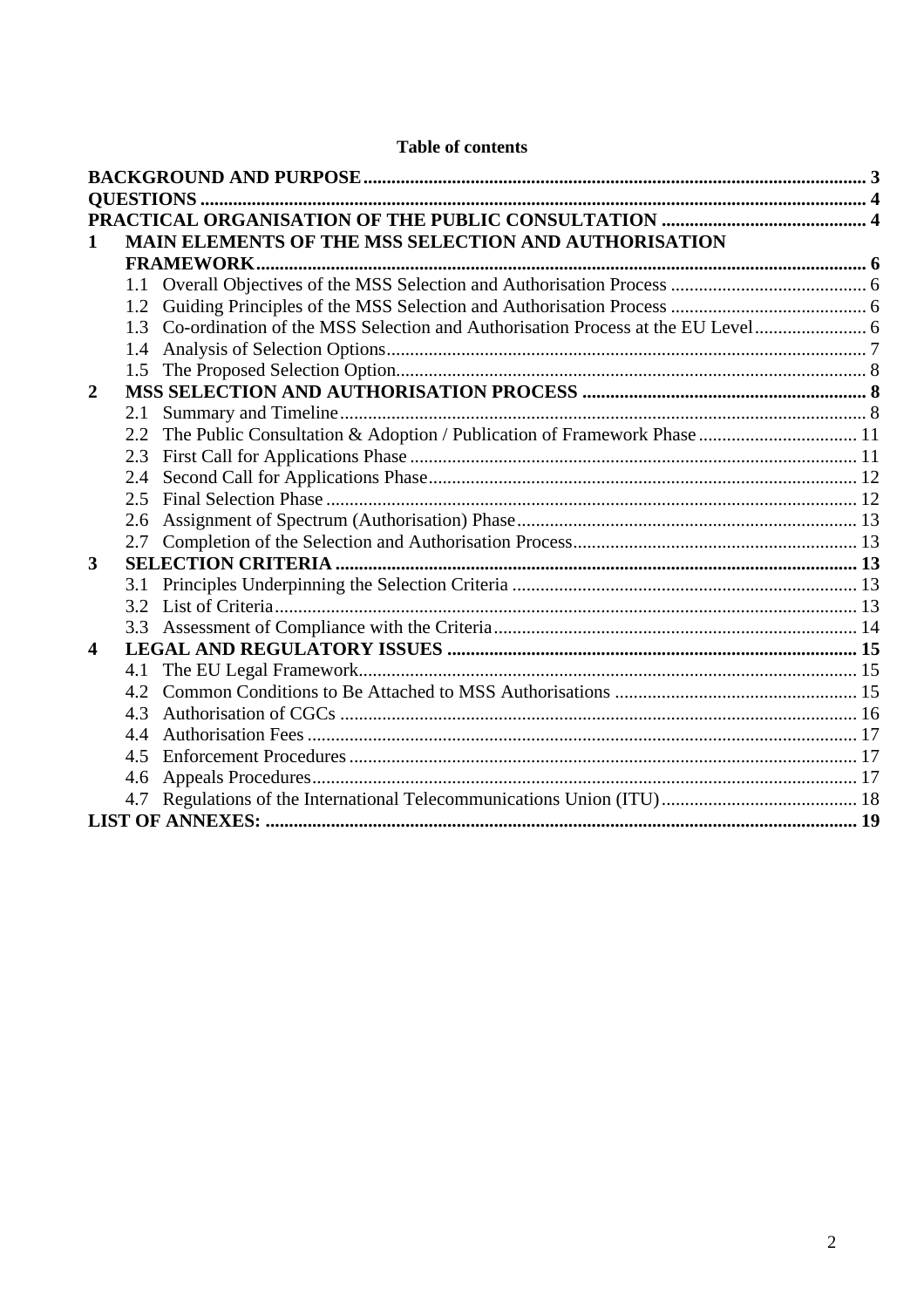**Table of contents**

**BACKGROUND AND PURPOSE** ..... 3
**QUESTIONS** ..... 4
**PRACTICAL ORGANISATION OF THE PUBLIC CONSULTATION** ..... 4

**1 MAIN ELEMENTS OF THE MSS SELECTION AND AUTHORISATION FRAMEWORK** ..... 6
- 1.1 Overall Objectives of the MSS Selection and Authorisation Process ..... 6
- 1.2 Guiding Principles of the MSS Selection and Authorisation Process ..... 6
- 1.3 Co-ordination of the MSS Selection and Authorisation Process at the EU Level ..... 6
- 1.4 Analysis of Selection Options ..... 7
- 1.5 The Proposed Selection Option ..... 8

**2 MSS SELECTION AND AUTHORISATION PROCESS** ..... 8
- 2.1 Summary and Timeline ..... 8
- 2.2 The Public Consultation & Adoption / Publication of Framework Phase ..... 11
- 2.3 First Call for Applications Phase ..... 11
- 2.4 Second Call for Applications Phase ..... 12
- 2.5 Final Selection Phase ..... 12
- 2.6 Assignment of Spectrum (Authorisation) Phase ..... 13
- 2.7 Completion of the Selection and Authorisation Process ..... 13

**3 SELECTION CRITERIA** ..... 13
- 3.1 Principles Underpinning the Selection Criteria ..... 13
- 3.2 List of Criteria ..... 13
- 3.3 Assessment of Compliance with the Criteria ..... 14

**4 LEGAL AND REGULATORY ISSUES** ..... 15
- 4.1 The EU Legal Framework ..... 15
- 4.2 Common Conditions to Be Attached to MSS Authorisations ..... 15
- 4.3 Authorisation of CGCs ..... 16
- 4.4 Authorisation Fees ..... 17
- 4.5 Enforcement Procedures ..... 17
- 4.6 Appeals Procedures ..... 17
- 4.7 Regulations of the International Telecommunications Union (ITU) ..... 18

**LIST OF ANNEXES:** ..... 19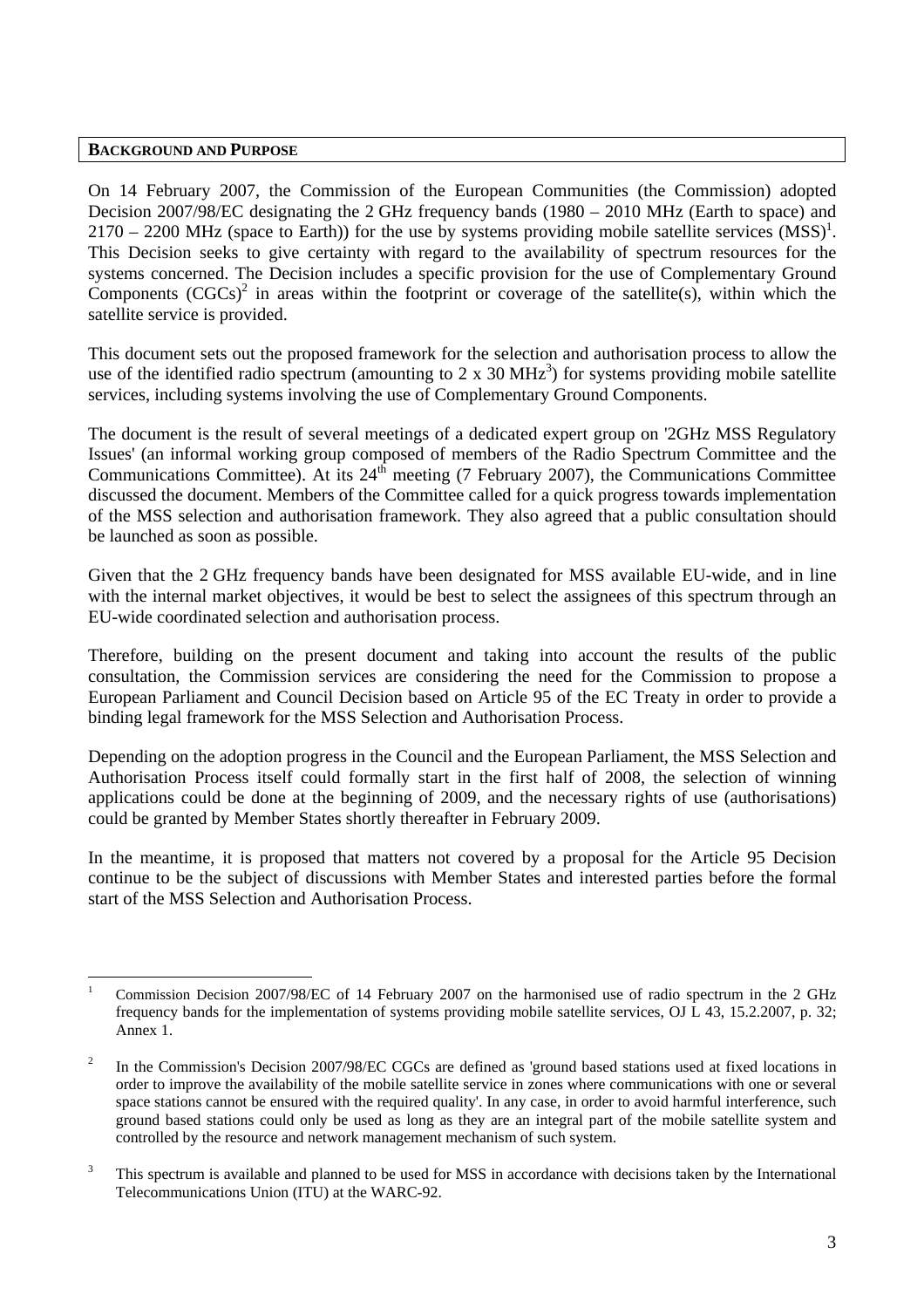## BACKGROUND AND PURPOSE

On 14 February 2007, the Commission of the European Communities (the Commission) adopted Decision 2007/98/EC designating the 2 GHz frequency bands (1980 – 2010 MHz (Earth to space) and 2170 – 2200 MHz (space to Earth)) for the use by systems providing mobile satellite services (MSS)[1]. This Decision seeks to give certainty with regard to the availability of spectrum resources for the systems concerned. The Decision includes a specific provision for the use of Complementary Ground Components (CGCs)[2] in areas within the footprint or coverage of the satellite(s), within which the satellite service is provided.

This document sets out the proposed framework for the selection and authorisation process to allow the use of the identified radio spectrum (amounting to 2 x 30 MHz[3]) for systems providing mobile satellite services, including systems involving the use of Complementary Ground Components.

The document is the result of several meetings of a dedicated expert group on '2GHz MSS Regulatory Issues' (an informal working group composed of members of the Radio Spectrum Committee and the Communications Committee). At its 24th meeting (7 February 2007), the Communications Committee discussed the document. Members of the Committee called for a quick progress towards implementation of the MSS selection and authorisation framework. They also agreed that a public consultation should be launched as soon as possible.

Given that the 2 GHz frequency bands have been designated for MSS available EU-wide, and in line with the internal market objectives, it would be best to select the assignees of this spectrum through an EU-wide coordinated selection and authorisation process.

Therefore, building on the present document and taking into account the results of the public consultation, the Commission services are considering the need for the Commission to propose a European Parliament and Council Decision based on Article 95 of the EC Treaty in order to provide a binding legal framework for the MSS Selection and Authorisation Process.

Depending on the adoption progress in the Council and the European Parliament, the MSS Selection and Authorisation Process itself could formally start in the first half of 2008, the selection of winning applications could be done at the beginning of 2009, and the necessary rights of use (authorisations) could be granted by Member States shortly thereafter in February 2009.

In the meantime, it is proposed that matters not covered by a proposal for the Article 95 Decision continue to be the subject of discussions with Member States and interested parties before the formal start of the MSS Selection and Authorisation Process.

---

[1] Commission Decision 2007/98/EC of 14 February 2007 on the harmonised use of radio spectrum in the 2 GHz frequency bands for the implementation of systems providing mobile satellite services, OJ L 43, 15.2.2007, p. 32; Annex 1.

[2] In the Commission's Decision 2007/98/EC CGCs are defined as 'ground based stations used at fixed locations in order to improve the availability of the mobile satellite service in zones where communications with one or several space stations cannot be ensured with the required quality'. In any case, in order to avoid harmful interference, such ground based stations could only be used as long as they are an integral part of the mobile satellite system and controlled by the resource and network management mechanism of such system.

[3] This spectrum is available and planned to be used for MSS in accordance with decisions taken by the International Telecommunications Union (ITU) at the WARC-92.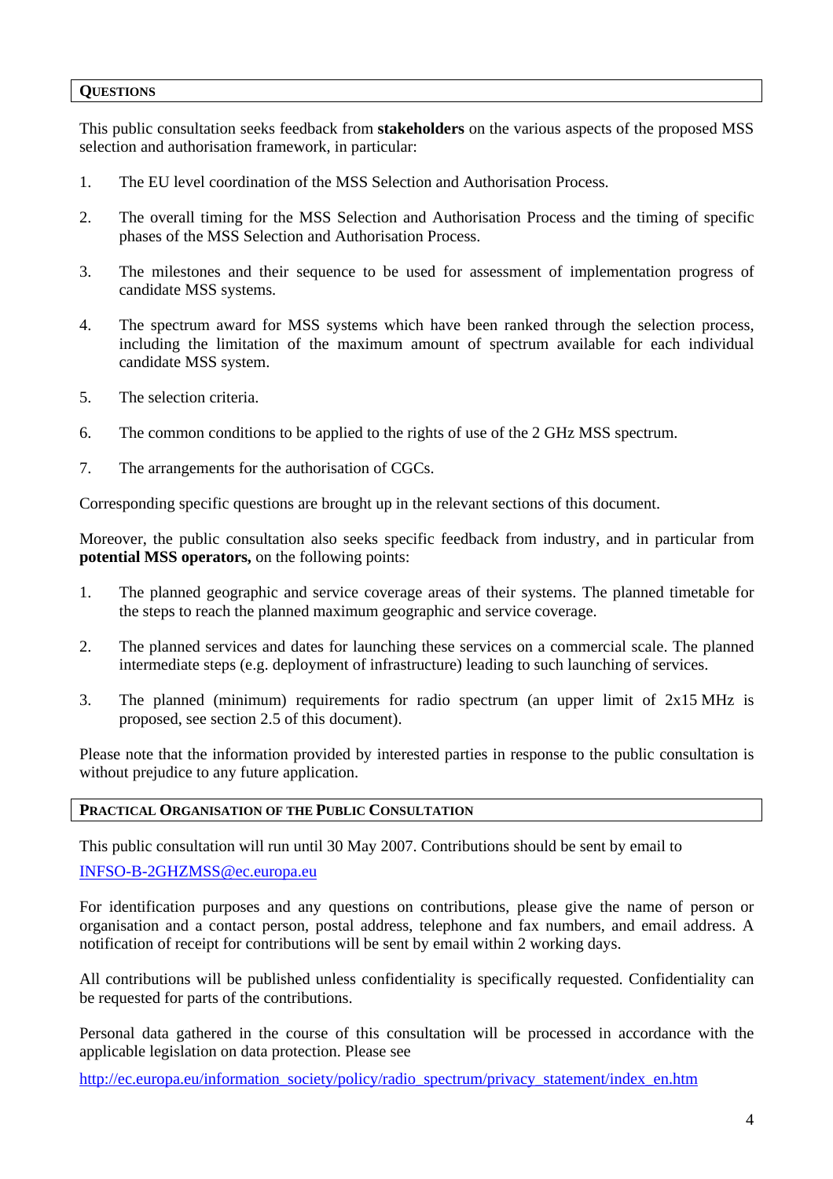## QUESTIONS

This public consultation seeks feedback from **stakeholders** on the various aspects of the proposed MSS selection and authorisation framework, in particular:

1. The EU level coordination of the MSS Selection and Authorisation Process.
2. The overall timing for the MSS Selection and Authorisation Process and the timing of specific phases of the MSS Selection and Authorisation Process.
3. The milestones and their sequence to be used for assessment of implementation progress of candidate MSS systems.
4. The spectrum award for MSS systems which have been ranked through the selection process, including the limitation of the maximum amount of spectrum available for each individual candidate MSS system.
5. The selection criteria.
6. The common conditions to be applied to the rights of use of the 2 GHz MSS spectrum.
7. The arrangements for the authorisation of CGCs.

Corresponding specific questions are brought up in the relevant sections of this document.

Moreover, the public consultation also seeks specific feedback from industry, and in particular from **potential MSS operators,** on the following points:

1. The planned geographic and service coverage areas of their systems. The planned timetable for the steps to reach the planned maximum geographic and service coverage.
2. The planned services and dates for launching these services on a commercial scale. The planned intermediate steps (e.g. deployment of infrastructure) leading to such launching of services.
3. The planned (minimum) requirements for radio spectrum (an upper limit of 2x15 MHz is proposed, see section 2.5 of this document).

Please note that the information provided by interested parties in response to the public consultation is without prejudice to any future application.

## PRACTICAL ORGANISATION OF THE PUBLIC CONSULTATION

This public consultation will run until 30 May 2007. Contributions should be sent by email to

INFSO-B-2GHZMSS@ec.europa.eu

For identification purposes and any questions on contributions, please give the name of person or organisation and a contact person, postal address, telephone and fax numbers, and email address. A notification of receipt for contributions will be sent by email within 2 working days.

All contributions will be published unless confidentiality is specifically requested. Confidentiality can be requested for parts of the contributions.

Personal data gathered in the course of this consultation will be processed in accordance with the applicable legislation on data protection. Please see

http://ec.europa.eu/information_society/policy/radio_spectrum/privacy_statement/index_en.htm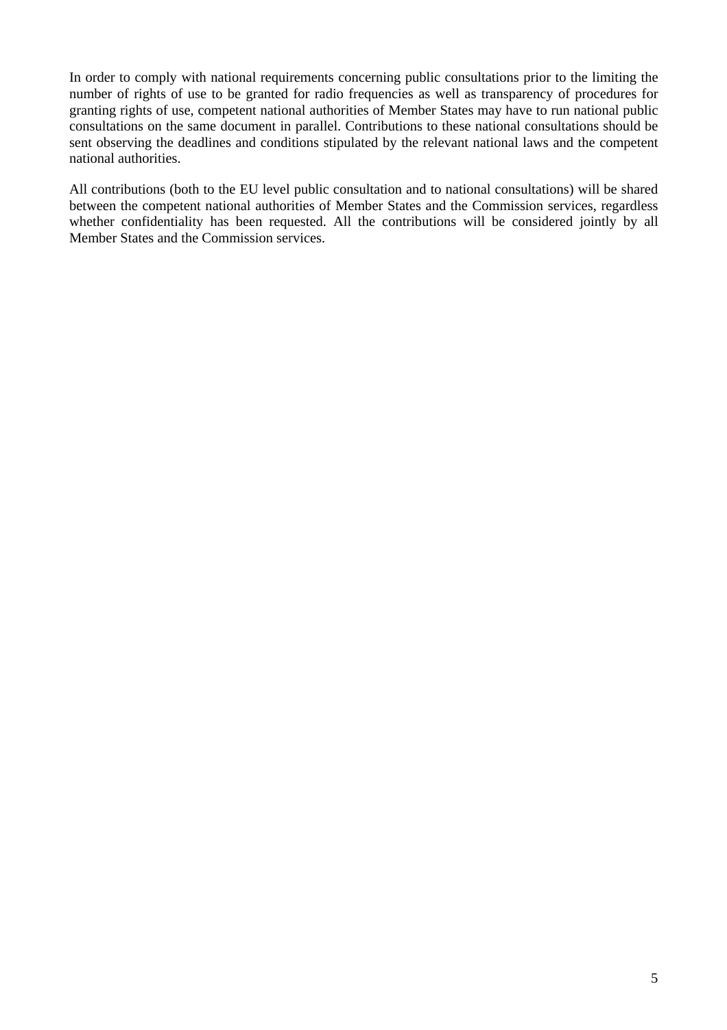In order to comply with national requirements concerning public consultations prior to the limiting the number of rights of use to be granted for radio frequencies as well as transparency of procedures for granting rights of use, competent national authorities of Member States may have to run national public consultations on the same document in parallel. Contributions to these national consultations should be sent observing the deadlines and conditions stipulated by the relevant national laws and the competent national authorities.

All contributions (both to the EU level public consultation and to national consultations) will be shared between the competent national authorities of Member States and the Commission services, regardless whether confidentiality has been requested. All the contributions will be considered jointly by all Member States and the Commission services.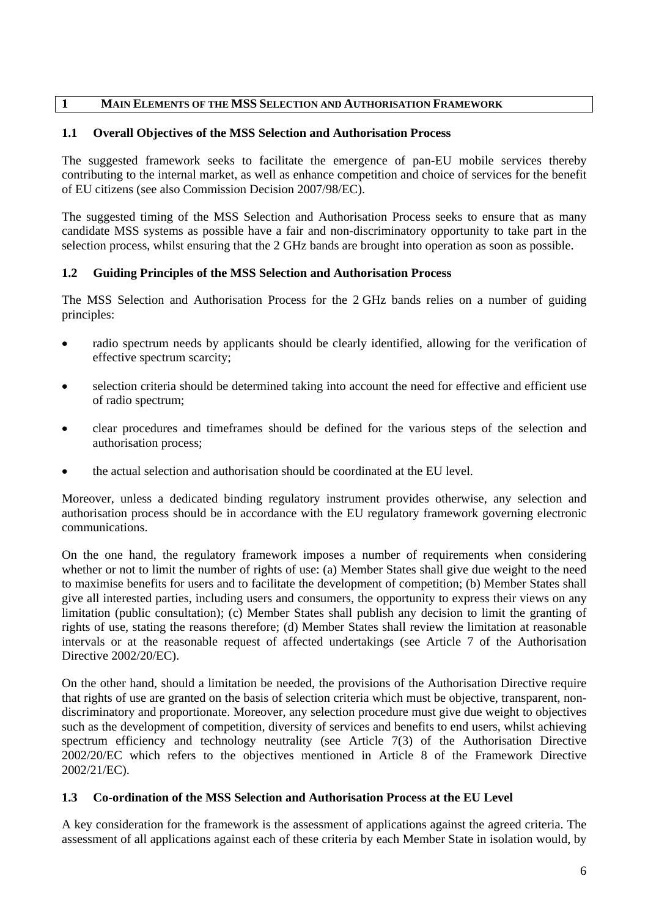# 1 MAIN ELEMENTS OF THE MSS SELECTION AND AUTHORISATION FRAMEWORK

## 1.1 Overall Objectives of the MSS Selection and Authorisation Process

The suggested framework seeks to facilitate the emergence of pan-EU mobile services thereby contributing to the internal market, as well as enhance competition and choice of services for the benefit of EU citizens (see also Commission Decision 2007/98/EC).

The suggested timing of the MSS Selection and Authorisation Process seeks to ensure that as many candidate MSS systems as possible have a fair and non-discriminatory opportunity to take part in the selection process, whilst ensuring that the 2 GHz bands are brought into operation as soon as possible.

## 1.2 Guiding Principles of the MSS Selection and Authorisation Process

The MSS Selection and Authorisation Process for the 2 GHz bands relies on a number of guiding principles:

- radio spectrum needs by applicants should be clearly identified, allowing for the verification of effective spectrum scarcity;
- selection criteria should be determined taking into account the need for effective and efficient use of radio spectrum;
- clear procedures and timeframes should be defined for the various steps of the selection and authorisation process;
- the actual selection and authorisation should be coordinated at the EU level.

Moreover, unless a dedicated binding regulatory instrument provides otherwise, any selection and authorisation process should be in accordance with the EU regulatory framework governing electronic communications.

On the one hand, the regulatory framework imposes a number of requirements when considering whether or not to limit the number of rights of use: (a) Member States shall give due weight to the need to maximise benefits for users and to facilitate the development of competition; (b) Member States shall give all interested parties, including users and consumers, the opportunity to express their views on any limitation (public consultation); (c) Member States shall publish any decision to limit the granting of rights of use, stating the reasons therefore; (d) Member States shall review the limitation at reasonable intervals or at the reasonable request of affected undertakings (see Article 7 of the Authorisation Directive 2002/20/EC).

On the other hand, should a limitation be needed, the provisions of the Authorisation Directive require that rights of use are granted on the basis of selection criteria which must be objective, transparent, non-discriminatory and proportionate. Moreover, any selection procedure must give due weight to objectives such as the development of competition, diversity of services and benefits to end users, whilst achieving spectrum efficiency and technology neutrality (see Article 7(3) of the Authorisation Directive 2002/20/EC which refers to the objectives mentioned in Article 8 of the Framework Directive 2002/21/EC).

## 1.3 Co-ordination of the MSS Selection and Authorisation Process at the EU Level

A key consideration for the framework is the assessment of applications against the agreed criteria. The assessment of all applications against each of these criteria by each Member State in isolation would, by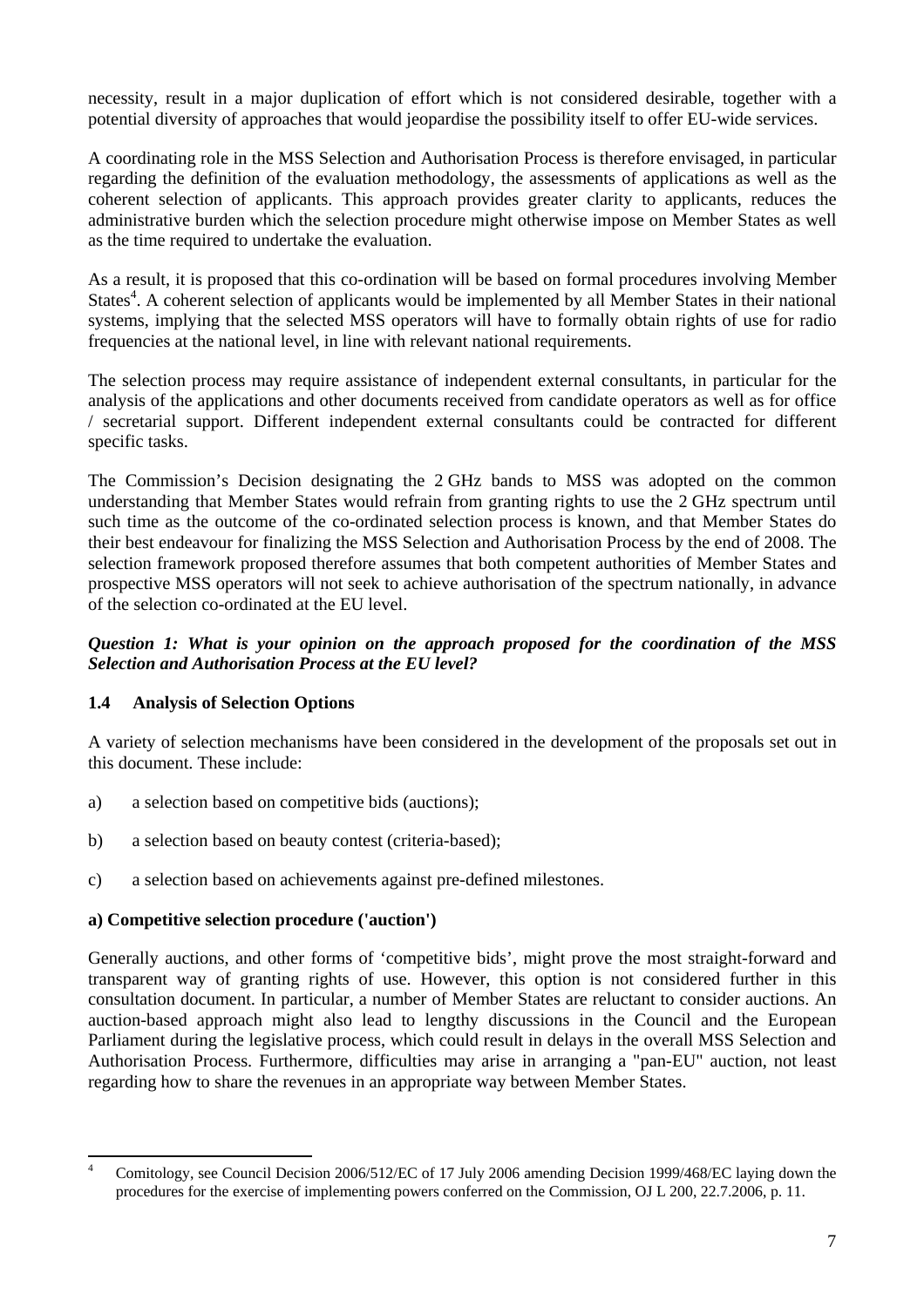necessity, result in a major duplication of effort which is not considered desirable, together with a potential diversity of approaches that would jeopardise the possibility itself to offer EU-wide services.

A coordinating role in the MSS Selection and Authorisation Process is therefore envisaged, in particular regarding the definition of the evaluation methodology, the assessments of applications as well as the coherent selection of applicants. This approach provides greater clarity to applicants, reduces the administrative burden which the selection procedure might otherwise impose on Member States as well as the time required to undertake the evaluation.

As a result, it is proposed that this co-ordination will be based on formal procedures involving Member States[4]. A coherent selection of applicants would be implemented by all Member States in their national systems, implying that the selected MSS operators will have to formally obtain rights of use for radio frequencies at the national level, in line with relevant national requirements.

The selection process may require assistance of independent external consultants, in particular for the analysis of the applications and other documents received from candidate operators as well as for office / secretarial support. Different independent external consultants could be contracted for different specific tasks.

The Commission's Decision designating the 2 GHz bands to MSS was adopted on the common understanding that Member States would refrain from granting rights to use the 2 GHz spectrum until such time as the outcome of the co-ordinated selection process is known, and that Member States do their best endeavour for finalizing the MSS Selection and Authorisation Process by the end of 2008. The selection framework proposed therefore assumes that both competent authorities of Member States and prospective MSS operators will not seek to achieve authorisation of the spectrum nationally, in advance of the selection co-ordinated at the EU level.

***Question 1: What is your opinion on the approach proposed for the coordination of the MSS Selection and Authorisation Process at the EU level?***

### 1.4 Analysis of Selection Options

A variety of selection mechanisms have been considered in the development of the proposals set out in this document. These include:

a) a selection based on competitive bids (auctions);

b) a selection based on beauty contest (criteria-based);

c) a selection based on achievements against pre-defined milestones.

**a) Competitive selection procedure ('auction')**

Generally auctions, and other forms of 'competitive bids', might prove the most straight-forward and transparent way of granting rights of use. However, this option is not considered further in this consultation document. In particular, a number of Member States are reluctant to consider auctions. An auction-based approach might also lead to lengthy discussions in the Council and the European Parliament during the legislative process, which could result in delays in the overall MSS Selection and Authorisation Process. Furthermore, difficulties may arise in arranging a "pan-EU" auction, not least regarding how to share the revenues in an appropriate way between Member States.

---

[4] Comitology, see Council Decision 2006/512/EC of 17 July 2006 amending Decision 1999/468/EC laying down the procedures for the exercise of implementing powers conferred on the Commission, OJ L 200, 22.7.2006, p. 11.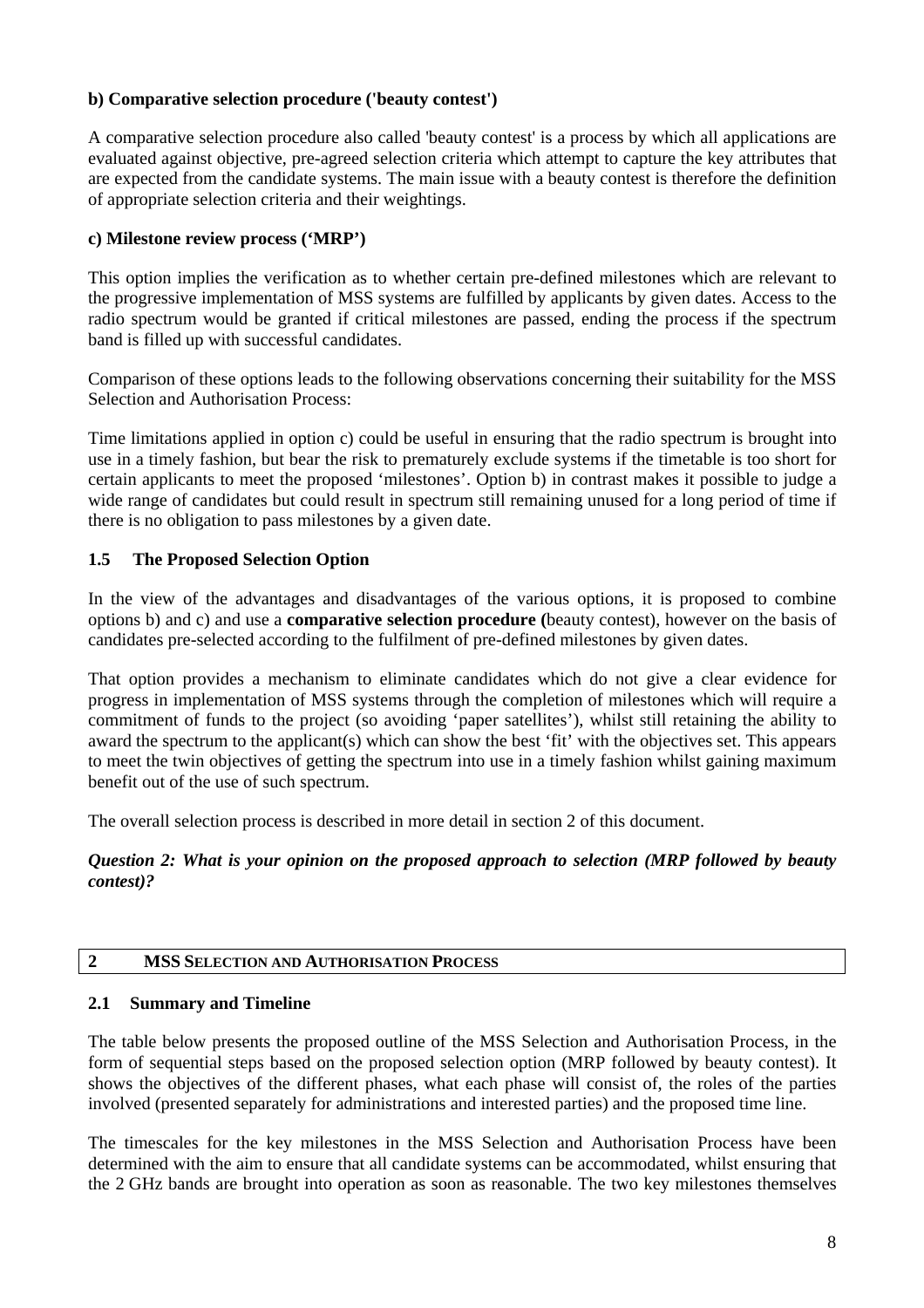**b) Comparative selection procedure ('beauty contest')**

A comparative selection procedure also called 'beauty contest' is a process by which all applications are evaluated against objective, pre-agreed selection criteria which attempt to capture the key attributes that are expected from the candidate systems. The main issue with a beauty contest is therefore the definition of appropriate selection criteria and their weightings.

**c) Milestone review process (‘MRP’)**

This option implies the verification as to whether certain pre-defined milestones which are relevant to the progressive implementation of MSS systems are fulfilled by applicants by given dates. Access to the radio spectrum would be granted if critical milestones are passed, ending the process if the spectrum band is filled up with successful candidates.

Comparison of these options leads to the following observations concerning their suitability for the MSS Selection and Authorisation Process:

Time limitations applied in option c) could be useful in ensuring that the radio spectrum is brought into use in a timely fashion, but bear the risk to prematurely exclude systems if the timetable is too short for certain applicants to meet the proposed ‘milestones’. Option b) in contrast makes it possible to judge a wide range of candidates but could result in spectrum still remaining unused for a long period of time if there is no obligation to pass milestones by a given date.

### 1.5 The Proposed Selection Option

In the view of the advantages and disadvantages of the various options, it is proposed to combine options b) and c) and use a **comparative selection procedure (**beauty contest), however on the basis of candidates pre-selected according to the fulfilment of pre-defined milestones by given dates.

That option provides a mechanism to eliminate candidates which do not give a clear evidence for progress in implementation of MSS systems through the completion of milestones which will require a commitment of funds to the project (so avoiding ‘paper satellites’), whilst still retaining the ability to award the spectrum to the applicant(s) which can show the best ‘fit’ with the objectives set. This appears to meet the twin objectives of getting the spectrum into use in a timely fashion whilst gaining maximum benefit out of the use of such spectrum.

The overall selection process is described in more detail in section 2 of this document.

***Question 2: What is your opinion on the proposed approach to selection (MRP followed by beauty contest)?***

## 2 MSS SELECTION AND AUTHORISATION PROCESS

### 2.1 Summary and Timeline

The table below presents the proposed outline of the MSS Selection and Authorisation Process, in the form of sequential steps based on the proposed selection option (MRP followed by beauty contest). It shows the objectives of the different phases, what each phase will consist of, the roles of the parties involved (presented separately for administrations and interested parties) and the proposed time line.

The timescales for the key milestones in the MSS Selection and Authorisation Process have been determined with the aim to ensure that all candidate systems can be accommodated, whilst ensuring that the 2 GHz bands are brought into operation as soon as reasonable. The two key milestones themselves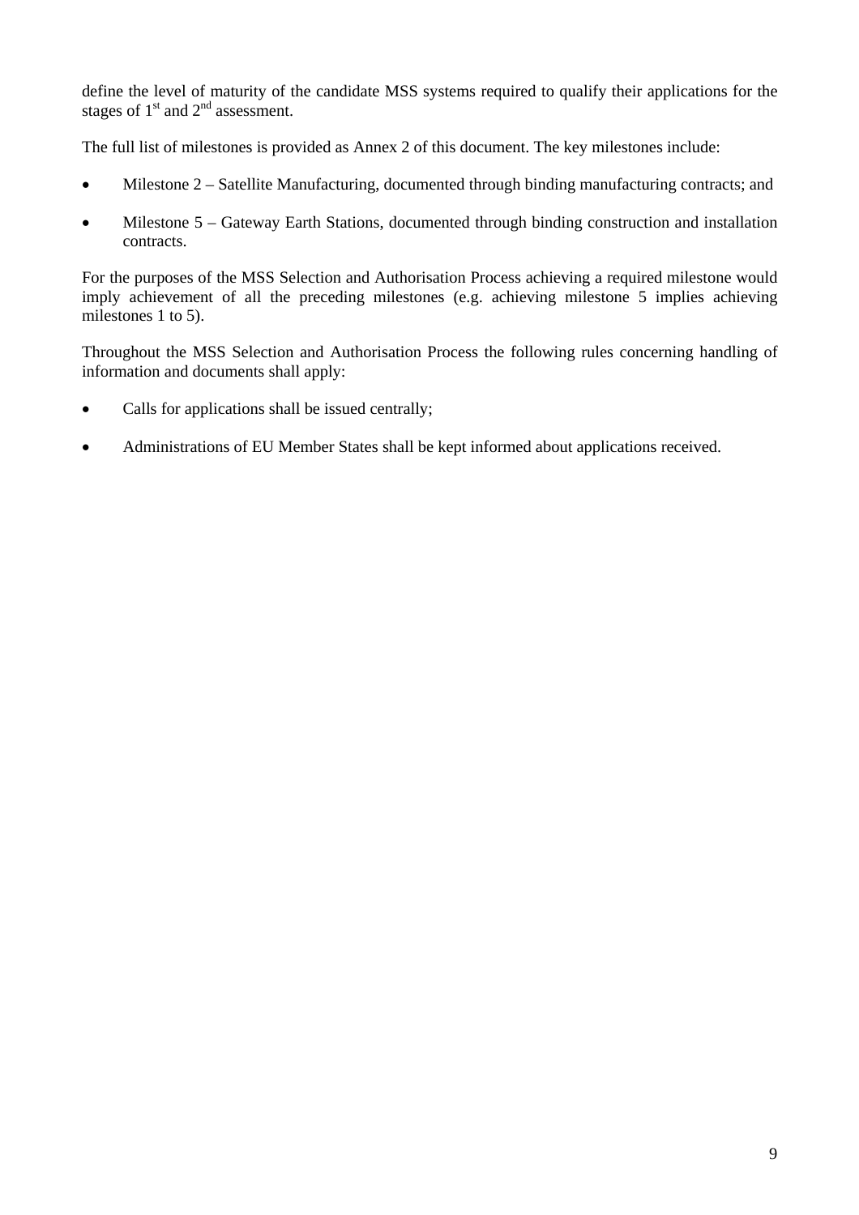define the level of maturity of the candidate MSS systems required to qualify their applications for the stages of 1st and 2nd assessment.

The full list of milestones is provided as Annex 2 of this document. The key milestones include:

- Milestone 2 – Satellite Manufacturing, documented through binding manufacturing contracts; and
- Milestone 5 – Gateway Earth Stations, documented through binding construction and installation contracts.

For the purposes of the MSS Selection and Authorisation Process achieving a required milestone would imply achievement of all the preceding milestones (e.g. achieving milestone 5 implies achieving milestones 1 to 5).

Throughout the MSS Selection and Authorisation Process the following rules concerning handling of information and documents shall apply:

- Calls for applications shall be issued centrally;
- Administrations of EU Member States shall be kept informed about applications received.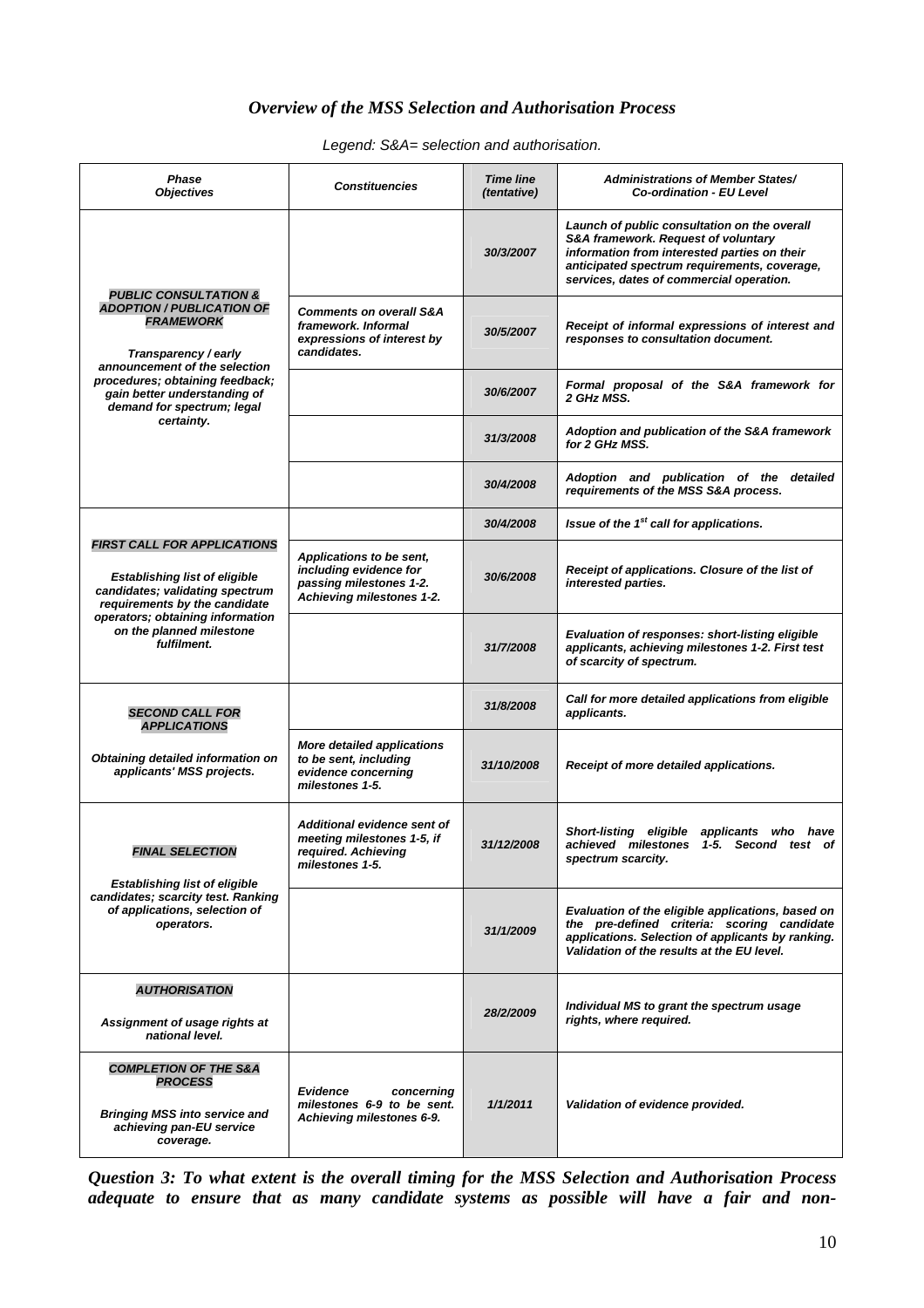## *Overview of the MSS Selection and Authorisation Process*

*Legend: S&A= selection and authorisation.*

| ***Phase*** ***Objectives*** | ***Constituencies*** | ***Time line (tentative)*** | ***Administrations of Member States/ Co-ordination - EU Level*** |
|---|---|---|---|
| ***PUBLIC CONSULTATION & ADOPTION / PUBLICATION OF FRAMEWORK*** ***Transparency / early announcement of the selection procedures; obtaining feedback; gain better understanding of demand for spectrum; legal certainty.*** | | ***30/3/2007*** | ***Launch of public consultation on the overall S&A framework. Request of voluntary information from interested parties on their anticipated spectrum requirements, coverage, services, dates of commercial operation.*** |
| | ***Comments on overall S&A framework. Informal expressions of interest by candidates.*** | ***30/5/2007*** | ***Receipt of informal expressions of interest and responses to consultation document.*** |
| | | ***30/6/2007*** | ***Formal proposal of the S&A framework for 2 GHz MSS.*** |
| | | ***31/3/2008*** | ***Adoption and publication of the S&A framework for 2 GHz MSS.*** |
| | | ***30/4/2008*** | ***Adoption and publication of the detailed requirements of the MSS S&A process.*** |
| ***FIRST CALL FOR APPLICATIONS*** ***Establishing list of eligible candidates; validating spectrum requirements by the candidate operators; obtaining information on the planned milestone fulfilment.*** | | ***30/4/2008*** | ***Issue of the 1st call for applications.*** |
| | ***Applications to be sent, including evidence for passing milestones 1-2. Achieving milestones 1-2.*** | ***30/6/2008*** | ***Receipt of applications. Closure of the list of interested parties.*** |
| | | ***31/7/2008*** | ***Evaluation of responses: short-listing eligible applicants, achieving milestones 1-2. First test of scarcity of spectrum.*** |
| ***SECOND CALL FOR APPLICATIONS*** ***Obtaining detailed information on applicants' MSS projects.*** | | ***31/8/2008*** | ***Call for more detailed applications from eligible applicants.*** |
| | ***More detailed applications to be sent, including evidence concerning milestones 1-5.*** | ***31/10/2008*** | ***Receipt of more detailed applications.*** |
| ***FINAL SELECTION*** ***Establishing list of eligible candidates; scarcity test. Ranking of applications, selection of operators.*** | ***Additional evidence sent of meeting milestones 1-5, if required. Achieving milestones 1-5.*** | ***31/12/2008*** | ***Short-listing eligible applicants who have achieved milestones 1-5. Second test of spectrum scarcity.*** |
| | | ***31/1/2009*** | ***Evaluation of the eligible applications, based on the pre-defined criteria: scoring candidate applications. Selection of applicants by ranking. Validation of the results at the EU level.*** |
| ***AUTHORISATION*** ***Assignment of usage rights at national level.*** | | ***28/2/2009*** | ***Individual MS to grant the spectrum usage rights, where required.*** |
| ***COMPLETION OF THE S&A PROCESS*** ***Bringing MSS into service and achieving pan-EU service coverage.*** | ***Evidence concerning milestones 6-9 to be sent. Achieving milestones 6-9.*** | ***1/1/2011*** | ***Validation of evidence provided.*** |

***Question 3: To what extent is the overall timing for the MSS Selection and Authorisation Process adequate to ensure that as many candidate systems as possible will have a fair and non-***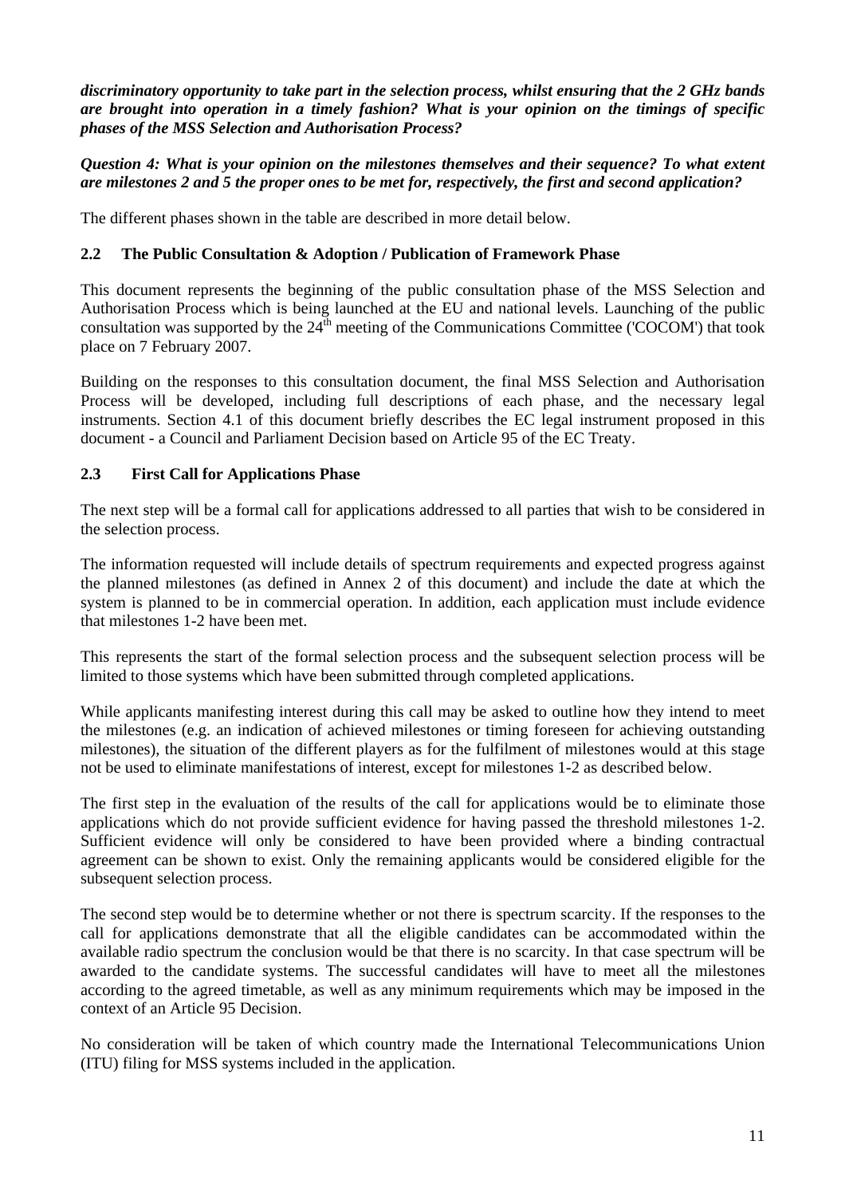***discriminatory opportunity to take part in the selection process, whilst ensuring that the 2 GHz bands are brought into operation in a timely fashion? What is your opinion on the timings of specific phases of the MSS Selection and Authorisation Process?***

***Question 4: What is your opinion on the milestones themselves and their sequence? To what extent are milestones 2 and 5 the proper ones to be met for, respectively, the first and second application?***

The different phases shown in the table are described in more detail below.

### 2.2 The Public Consultation & Adoption / Publication of Framework Phase

This document represents the beginning of the public consultation phase of the MSS Selection and Authorisation Process which is being launched at the EU and national levels. Launching of the public consultation was supported by the 24th meeting of the Communications Committee ('COCOM') that took place on 7 February 2007.

Building on the responses to this consultation document, the final MSS Selection and Authorisation Process will be developed, including full descriptions of each phase, and the necessary legal instruments. Section 4.1 of this document briefly describes the EC legal instrument proposed in this document - a Council and Parliament Decision based on Article 95 of the EC Treaty.

### 2.3 First Call for Applications Phase

The next step will be a formal call for applications addressed to all parties that wish to be considered in the selection process.

The information requested will include details of spectrum requirements and expected progress against the planned milestones (as defined in Annex 2 of this document) and include the date at which the system is planned to be in commercial operation. In addition, each application must include evidence that milestones 1-2 have been met.

This represents the start of the formal selection process and the subsequent selection process will be limited to those systems which have been submitted through completed applications.

While applicants manifesting interest during this call may be asked to outline how they intend to meet the milestones (e.g. an indication of achieved milestones or timing foreseen for achieving outstanding milestones), the situation of the different players as for the fulfilment of milestones would at this stage not be used to eliminate manifestations of interest, except for milestones 1-2 as described below.

The first step in the evaluation of the results of the call for applications would be to eliminate those applications which do not provide sufficient evidence for having passed the threshold milestones 1-2. Sufficient evidence will only be considered to have been provided where a binding contractual agreement can be shown to exist. Only the remaining applicants would be considered eligible for the subsequent selection process.

The second step would be to determine whether or not there is spectrum scarcity. If the responses to the call for applications demonstrate that all the eligible candidates can be accommodated within the available radio spectrum the conclusion would be that there is no scarcity. In that case spectrum will be awarded to the candidate systems. The successful candidates will have to meet all the milestones according to the agreed timetable, as well as any minimum requirements which may be imposed in the context of an Article 95 Decision.

No consideration will be taken of which country made the International Telecommunications Union (ITU) filing for MSS systems included in the application.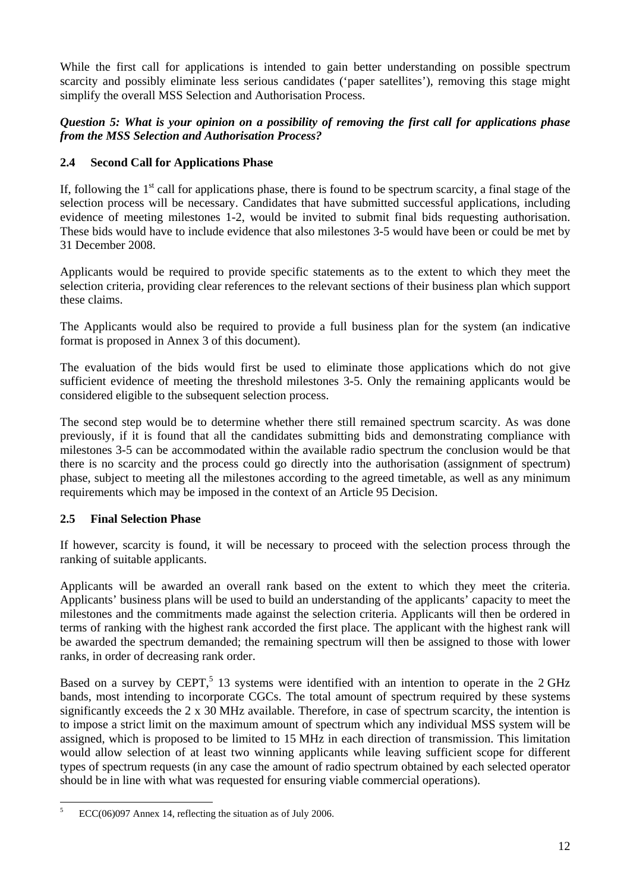While the first call for applications is intended to gain better understanding on possible spectrum scarcity and possibly eliminate less serious candidates ('paper satellites'), removing this stage might simplify the overall MSS Selection and Authorisation Process.

***Question 5: What is your opinion on a possibility of removing the first call for applications phase from the MSS Selection and Authorisation Process?***

## 2.4 Second Call for Applications Phase

If, following the 1st call for applications phase, there is found to be spectrum scarcity, a final stage of the selection process will be necessary. Candidates that have submitted successful applications, including evidence of meeting milestones 1-2, would be invited to submit final bids requesting authorisation. These bids would have to include evidence that also milestones 3-5 would have been or could be met by 31 December 2008.

Applicants would be required to provide specific statements as to the extent to which they meet the selection criteria, providing clear references to the relevant sections of their business plan which support these claims.

The Applicants would also be required to provide a full business plan for the system (an indicative format is proposed in Annex 3 of this document).

The evaluation of the bids would first be used to eliminate those applications which do not give sufficient evidence of meeting the threshold milestones 3-5. Only the remaining applicants would be considered eligible to the subsequent selection process.

The second step would be to determine whether there still remained spectrum scarcity. As was done previously, if it is found that all the candidates submitting bids and demonstrating compliance with milestones 3-5 can be accommodated within the available radio spectrum the conclusion would be that there is no scarcity and the process could go directly into the authorisation (assignment of spectrum) phase, subject to meeting all the milestones according to the agreed timetable, as well as any minimum requirements which may be imposed in the context of an Article 95 Decision.

## 2.5 Final Selection Phase

If however, scarcity is found, it will be necessary to proceed with the selection process through the ranking of suitable applicants.

Applicants will be awarded an overall rank based on the extent to which they meet the criteria. Applicants' business plans will be used to build an understanding of the applicants' capacity to meet the milestones and the commitments made against the selection criteria. Applicants will then be ordered in terms of ranking with the highest rank accorded the first place. The applicant with the highest rank will be awarded the spectrum demanded; the remaining spectrum will then be assigned to those with lower ranks, in order of decreasing rank order.

Based on a survey by CEPT,[5] 13 systems were identified with an intention to operate in the 2 GHz bands, most intending to incorporate CGCs. The total amount of spectrum required by these systems significantly exceeds the 2 x 30 MHz available. Therefore, in case of spectrum scarcity, the intention is to impose a strict limit on the maximum amount of spectrum which any individual MSS system will be assigned, which is proposed to be limited to 15 MHz in each direction of transmission. This limitation would allow selection of at least two winning applicants while leaving sufficient scope for different types of spectrum requests (in any case the amount of radio spectrum obtained by each selected operator should be in line with what was requested for ensuring viable commercial operations).

[5] ECC(06)097 Annex 14, reflecting the situation as of July 2006.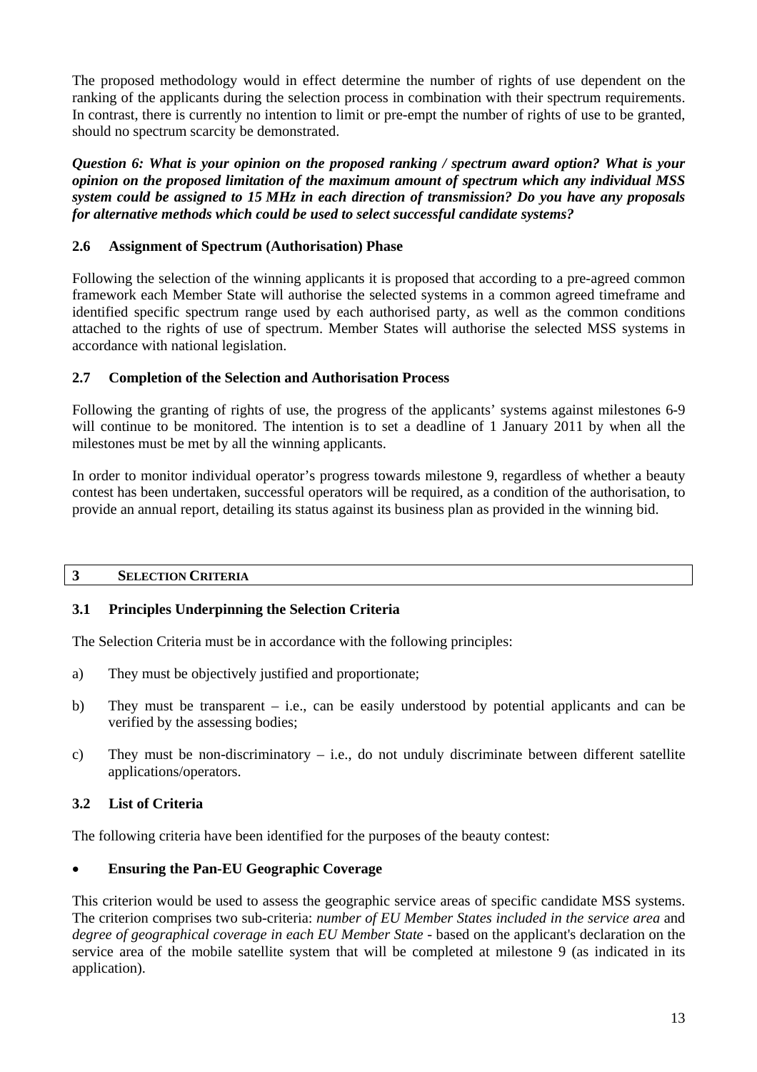The proposed methodology would in effect determine the number of rights of use dependent on the ranking of the applicants during the selection process in combination with their spectrum requirements. In contrast, there is currently no intention to limit or pre-empt the number of rights of use to be granted, should no spectrum scarcity be demonstrated.

***Question 6: What is your opinion on the proposed ranking / spectrum award option? What is your opinion on the proposed limitation of the maximum amount of spectrum which any individual MSS system could be assigned to 15 MHz in each direction of transmission? Do you have any proposals for alternative methods which could be used to select successful candidate systems?***

### 2.6 Assignment of Spectrum (Authorisation) Phase

Following the selection of the winning applicants it is proposed that according to a pre-agreed common framework each Member State will authorise the selected systems in a common agreed timeframe and identified specific spectrum range used by each authorised party, as well as the common conditions attached to the rights of use of spectrum. Member States will authorise the selected MSS systems in accordance with national legislation.

### 2.7 Completion of the Selection and Authorisation Process

Following the granting of rights of use, the progress of the applicants' systems against milestones 6-9 will continue to be monitored. The intention is to set a deadline of 1 January 2011 by when all the milestones must be met by all the winning applicants.

In order to monitor individual operator's progress towards milestone 9, regardless of whether a beauty contest has been undertaken, successful operators will be required, as a condition of the authorisation, to provide an annual report, detailing its status against its business plan as provided in the winning bid.

## 3 SELECTION CRITERIA

### 3.1 Principles Underpinning the Selection Criteria

The Selection Criteria must be in accordance with the following principles:

a) They must be objectively justified and proportionate;

b) They must be transparent – i.e., can be easily understood by potential applicants and can be verified by the assessing bodies;

c) They must be non-discriminatory – i.e., do not unduly discriminate between different satellite applications/operators.

### 3.2 List of Criteria

The following criteria have been identified for the purposes of the beauty contest:

- **Ensuring the Pan-EU Geographic Coverage**

This criterion would be used to assess the geographic service areas of specific candidate MSS systems. The criterion comprises two sub-criteria: *number of EU Member States included in the service area* and *degree of geographical coverage in each EU Member State* - based on the applicant's declaration on the service area of the mobile satellite system that will be completed at milestone 9 (as indicated in its application).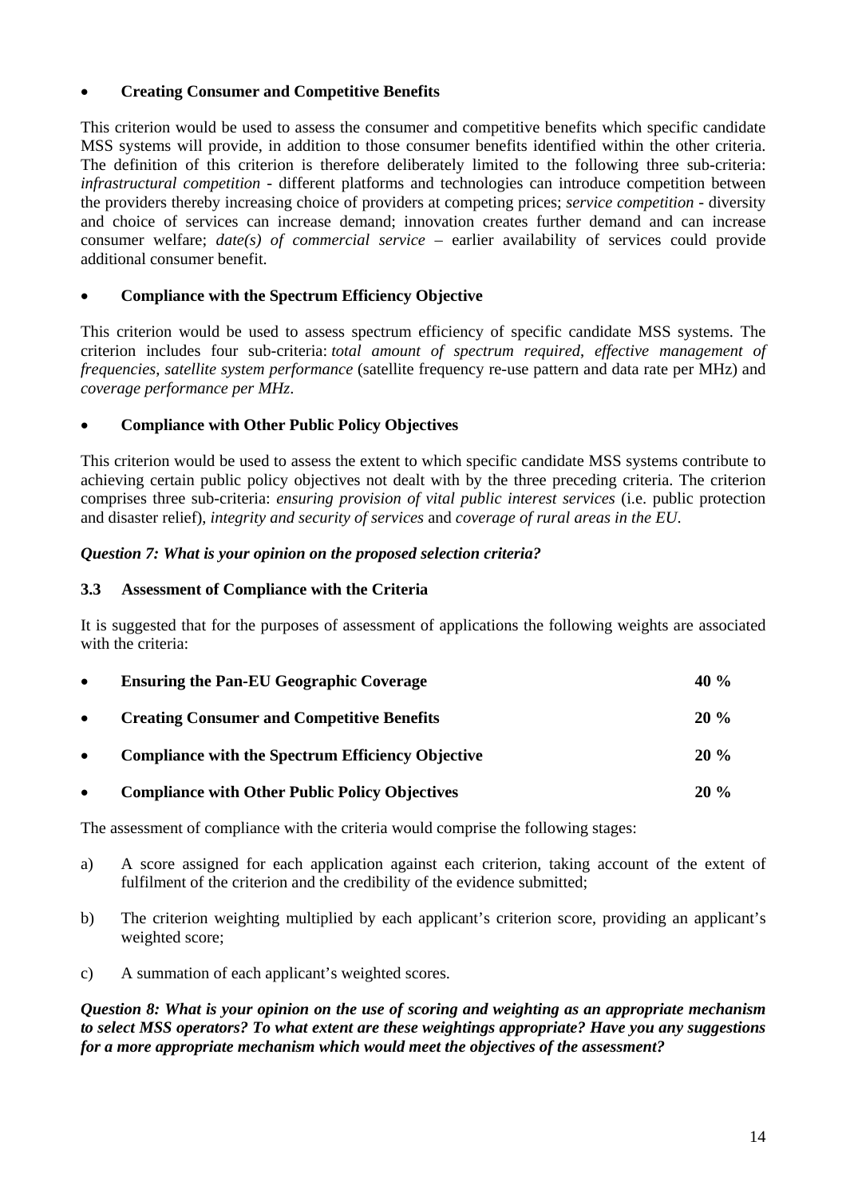- **Creating Consumer and Competitive Benefits**

This criterion would be used to assess the consumer and competitive benefits which specific candidate MSS systems will provide, in addition to those consumer benefits identified within the other criteria. The definition of this criterion is therefore deliberately limited to the following three sub-criteria: *infrastructural competition* - different platforms and technologies can introduce competition between the providers thereby increasing choice of providers at competing prices; *service competition* - diversity and choice of services can increase demand; innovation creates further demand and can increase consumer welfare; *date(s) of commercial service* – earlier availability of services could provide additional consumer benefit.

- **Compliance with the Spectrum Efficiency Objective**

This criterion would be used to assess spectrum efficiency of specific candidate MSS systems. The criterion includes four sub-criteria: *total amount of spectrum required*, *effective management of frequencies*, *satellite system performance* (satellite frequency re-use pattern and data rate per MHz) and *coverage performance per MHz*.

- **Compliance with Other Public Policy Objectives**

This criterion would be used to assess the extent to which specific candidate MSS systems contribute to achieving certain public policy objectives not dealt with by the three preceding criteria. The criterion comprises three sub-criteria: *ensuring provision of vital public interest services* (i.e. public protection and disaster relief), *integrity and security of services* and *coverage of rural areas in the EU*.

***Question 7: What is your opinion on the proposed selection criteria?***

### 3.3 Assessment of Compliance with the Criteria

It is suggested that for the purposes of assessment of applications the following weights are associated with the criteria:

- **Ensuring the Pan-EU Geographic Coverage** **40 %**
- **Creating Consumer and Competitive Benefits** **20 %**
- **Compliance with the Spectrum Efficiency Objective** **20 %**
- **Compliance with Other Public Policy Objectives** **20 %**

The assessment of compliance with the criteria would comprise the following stages:

a) A score assigned for each application against each criterion, taking account of the extent of fulfilment of the criterion and the credibility of the evidence submitted;

b) The criterion weighting multiplied by each applicant's criterion score, providing an applicant's weighted score;

c) A summation of each applicant's weighted scores.

***Question 8: What is your opinion on the use of scoring and weighting as an appropriate mechanism to select MSS operators? To what extent are these weightings appropriate? Have you any suggestions for a more appropriate mechanism which would meet the objectives of the assessment?***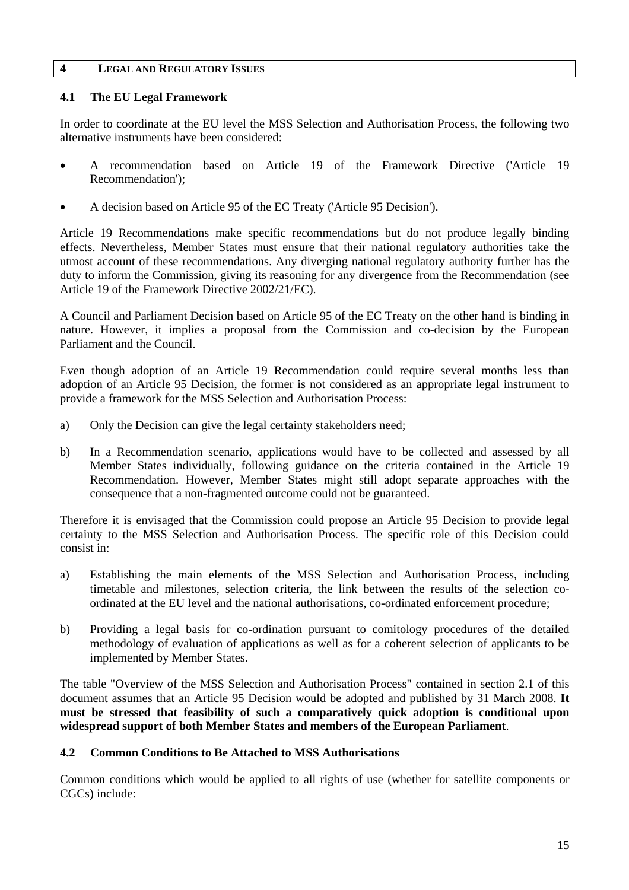# 4 LEGAL AND REGULATORY ISSUES

## 4.1 The EU Legal Framework

In order to coordinate at the EU level the MSS Selection and Authorisation Process, the following two alternative instruments have been considered:

- A recommendation based on Article 19 of the Framework Directive ('Article 19 Recommendation');
- A decision based on Article 95 of the EC Treaty ('Article 95 Decision').

Article 19 Recommendations make specific recommendations but do not produce legally binding effects. Nevertheless, Member States must ensure that their national regulatory authorities take the utmost account of these recommendations. Any diverging national regulatory authority further has the duty to inform the Commission, giving its reasoning for any divergence from the Recommendation (see Article 19 of the Framework Directive 2002/21/EC).

A Council and Parliament Decision based on Article 95 of the EC Treaty on the other hand is binding in nature. However, it implies a proposal from the Commission and co-decision by the European Parliament and the Council.

Even though adoption of an Article 19 Recommendation could require several months less than adoption of an Article 95 Decision, the former is not considered as an appropriate legal instrument to provide a framework for the MSS Selection and Authorisation Process:

a) Only the Decision can give the legal certainty stakeholders need;

b) In a Recommendation scenario, applications would have to be collected and assessed by all Member States individually, following guidance on the criteria contained in the Article 19 Recommendation. However, Member States might still adopt separate approaches with the consequence that a non-fragmented outcome could not be guaranteed.

Therefore it is envisaged that the Commission could propose an Article 95 Decision to provide legal certainty to the MSS Selection and Authorisation Process. The specific role of this Decision could consist in:

a) Establishing the main elements of the MSS Selection and Authorisation Process, including timetable and milestones, selection criteria, the link between the results of the selection co-ordinated at the EU level and the national authorisations, co-ordinated enforcement procedure;

b) Providing a legal basis for co-ordination pursuant to comitology procedures of the detailed methodology of evaluation of applications as well as for a coherent selection of applicants to be implemented by Member States.

The table "Overview of the MSS Selection and Authorisation Process" contained in section 2.1 of this document assumes that an Article 95 Decision would be adopted and published by 31 March 2008. **It must be stressed that feasibility of such a comparatively quick adoption is conditional upon widespread support of both Member States and members of the European Parliament**.

## 4.2 Common Conditions to Be Attached to MSS Authorisations

Common conditions which would be applied to all rights of use (whether for satellite components or CGCs) include: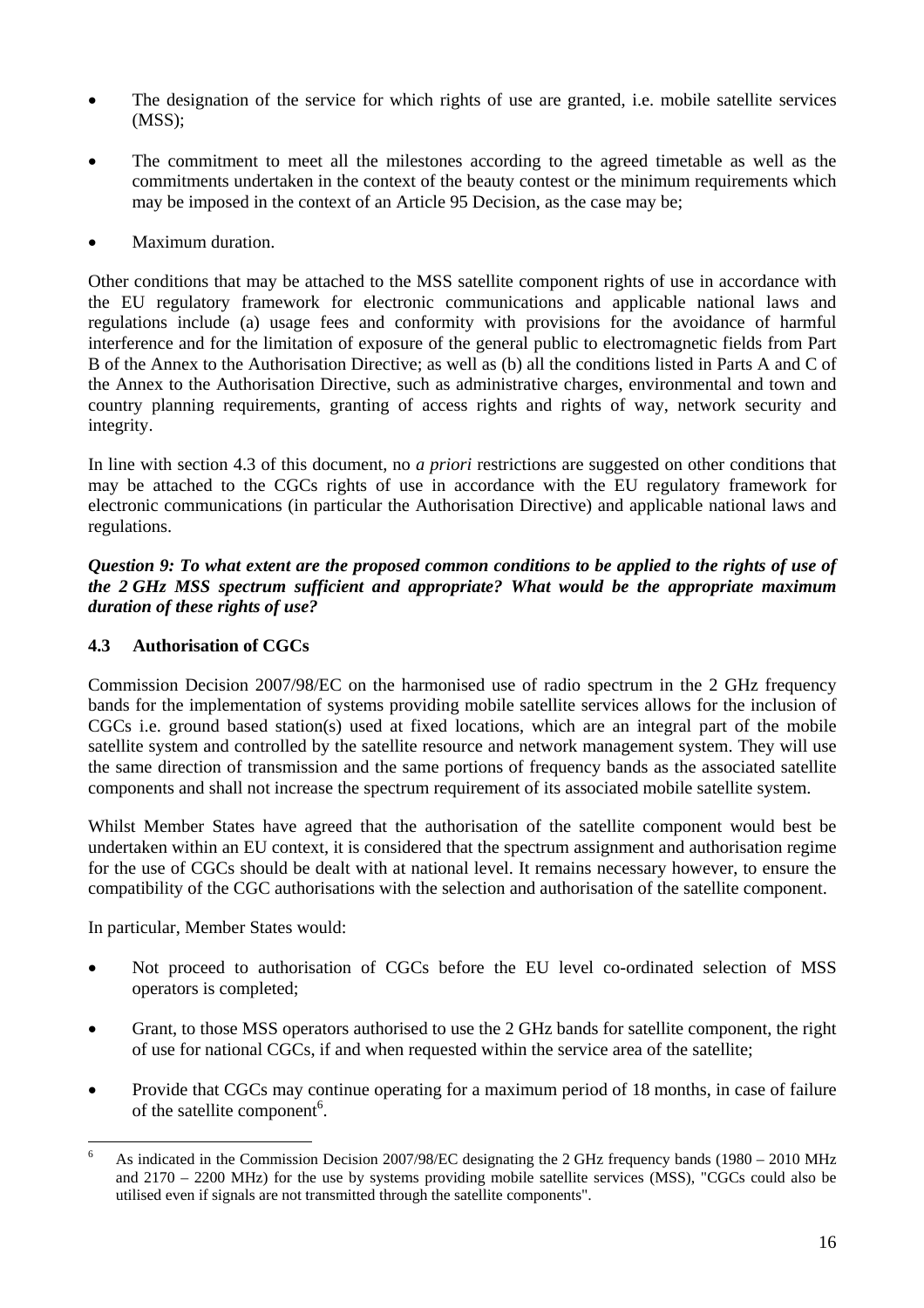- The designation of the service for which rights of use are granted, i.e. mobile satellite services (MSS);
- The commitment to meet all the milestones according to the agreed timetable as well as the commitments undertaken in the context of the beauty contest or the minimum requirements which may be imposed in the context of an Article 95 Decision, as the case may be;
- Maximum duration.

Other conditions that may be attached to the MSS satellite component rights of use in accordance with the EU regulatory framework for electronic communications and applicable national laws and regulations include (a) usage fees and conformity with provisions for the avoidance of harmful interference and for the limitation of exposure of the general public to electromagnetic fields from Part B of the Annex to the Authorisation Directive; as well as (b) all the conditions listed in Parts A and C of the Annex to the Authorisation Directive, such as administrative charges, environmental and town and country planning requirements, granting of access rights and rights of way, network security and integrity.

In line with section 4.3 of this document, no *a priori* restrictions are suggested on other conditions that may be attached to the CGCs rights of use in accordance with the EU regulatory framework for electronic communications (in particular the Authorisation Directive) and applicable national laws and regulations.

***Question 9: To what extent are the proposed common conditions to be applied to the rights of use of the 2 GHz MSS spectrum sufficient and appropriate? What would be the appropriate maximum duration of these rights of use?***

### 4.3 Authorisation of CGCs

Commission Decision 2007/98/EC on the harmonised use of radio spectrum in the 2 GHz frequency bands for the implementation of systems providing mobile satellite services allows for the inclusion of CGCs i.e. ground based station(s) used at fixed locations, which are an integral part of the mobile satellite system and controlled by the satellite resource and network management system. They will use the same direction of transmission and the same portions of frequency bands as the associated satellite components and shall not increase the spectrum requirement of its associated mobile satellite system.

Whilst Member States have agreed that the authorisation of the satellite component would best be undertaken within an EU context, it is considered that the spectrum assignment and authorisation regime for the use of CGCs should be dealt with at national level. It remains necessary however, to ensure the compatibility of the CGC authorisations with the selection and authorisation of the satellite component.

In particular, Member States would:

- Not proceed to authorisation of CGCs before the EU level co-ordinated selection of MSS operators is completed;
- Grant, to those MSS operators authorised to use the 2 GHz bands for satellite component, the right of use for national CGCs, if and when requested within the service area of the satellite;
- Provide that CGCs may continue operating for a maximum period of 18 months, in case of failure of the satellite component[6].

[6] As indicated in the Commission Decision 2007/98/EC designating the 2 GHz frequency bands (1980 – 2010 MHz and 2170 – 2200 MHz) for the use by systems providing mobile satellite services (MSS), "CGCs could also be utilised even if signals are not transmitted through the satellite components".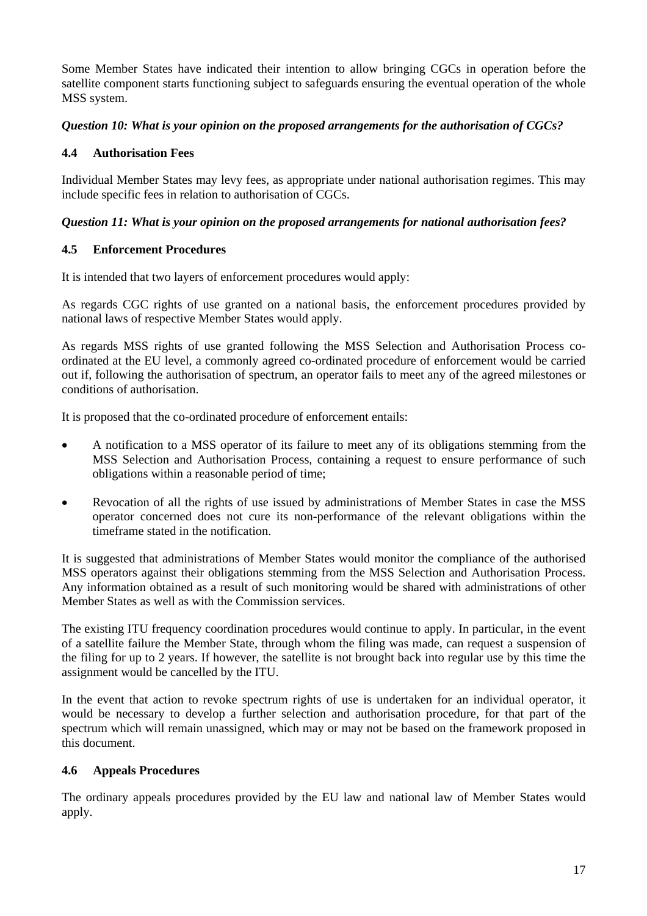Some Member States have indicated their intention to allow bringing CGCs in operation before the satellite component starts functioning subject to safeguards ensuring the eventual operation of the whole MSS system.

***Question 10: What is your opinion on the proposed arrangements for the authorisation of CGCs?***

### 4.4 Authorisation Fees

Individual Member States may levy fees, as appropriate under national authorisation regimes. This may include specific fees in relation to authorisation of CGCs.

***Question 11: What is your opinion on the proposed arrangements for national authorisation fees?***

### 4.5 Enforcement Procedures

It is intended that two layers of enforcement procedures would apply:

As regards CGC rights of use granted on a national basis, the enforcement procedures provided by national laws of respective Member States would apply.

As regards MSS rights of use granted following the MSS Selection and Authorisation Process co-ordinated at the EU level, a commonly agreed co-ordinated procedure of enforcement would be carried out if, following the authorisation of spectrum, an operator fails to meet any of the agreed milestones or conditions of authorisation.

It is proposed that the co-ordinated procedure of enforcement entails:

- A notification to a MSS operator of its failure to meet any of its obligations stemming from the MSS Selection and Authorisation Process, containing a request to ensure performance of such obligations within a reasonable period of time;
- Revocation of all the rights of use issued by administrations of Member States in case the MSS operator concerned does not cure its non-performance of the relevant obligations within the timeframe stated in the notification.

It is suggested that administrations of Member States would monitor the compliance of the authorised MSS operators against their obligations stemming from the MSS Selection and Authorisation Process. Any information obtained as a result of such monitoring would be shared with administrations of other Member States as well as with the Commission services.

The existing ITU frequency coordination procedures would continue to apply. In particular, in the event of a satellite failure the Member State, through whom the filing was made, can request a suspension of the filing for up to 2 years. If however, the satellite is not brought back into regular use by this time the assignment would be cancelled by the ITU.

In the event that action to revoke spectrum rights of use is undertaken for an individual operator, it would be necessary to develop a further selection and authorisation procedure, for that part of the spectrum which will remain unassigned, which may or may not be based on the framework proposed in this document.

### 4.6 Appeals Procedures

The ordinary appeals procedures provided by the EU law and national law of Member States would apply.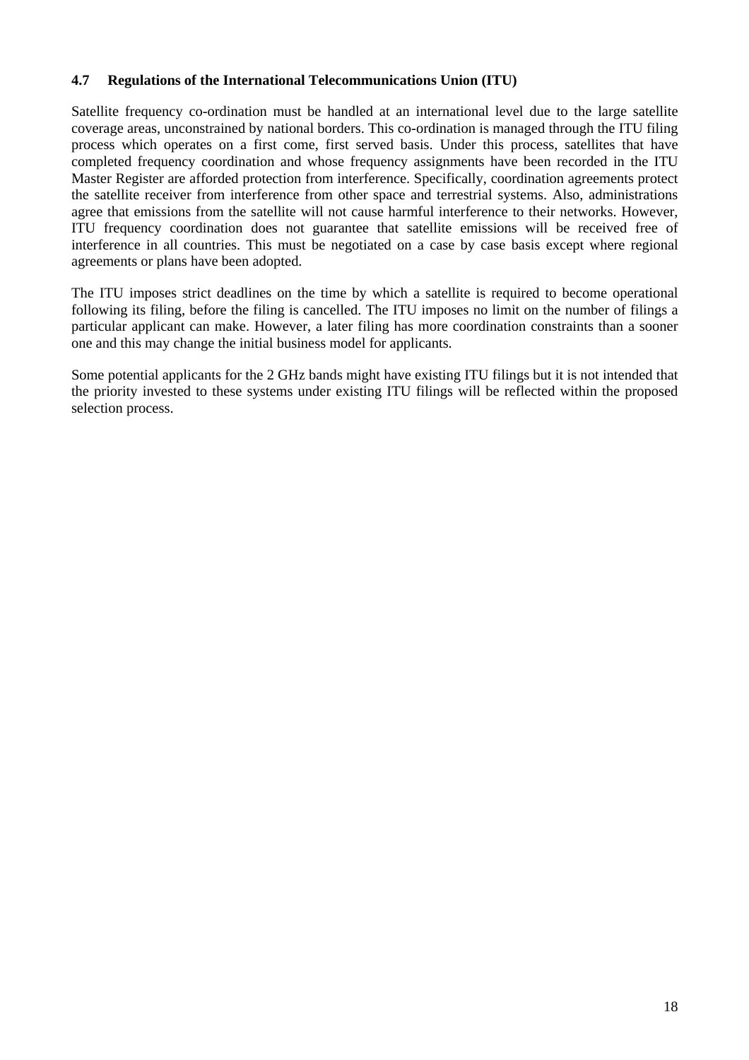### 4.7 Regulations of the International Telecommunications Union (ITU)

Satellite frequency co-ordination must be handled at an international level due to the large satellite coverage areas, unconstrained by national borders. This co-ordination is managed through the ITU filing process which operates on a first come, first served basis. Under this process, satellites that have completed frequency coordination and whose frequency assignments have been recorded in the ITU Master Register are afforded protection from interference. Specifically, coordination agreements protect the satellite receiver from interference from other space and terrestrial systems. Also, administrations agree that emissions from the satellite will not cause harmful interference to their networks. However, ITU frequency coordination does not guarantee that satellite emissions will be received free of interference in all countries. This must be negotiated on a case by case basis except where regional agreements or plans have been adopted.

The ITU imposes strict deadlines on the time by which a satellite is required to become operational following its filing, before the filing is cancelled. The ITU imposes no limit on the number of filings a particular applicant can make. However, a later filing has more coordination constraints than a sooner one and this may change the initial business model for applicants.

Some potential applicants for the 2 GHz bands might have existing ITU filings but it is not intended that the priority invested to these systems under existing ITU filings will be reflected within the proposed selection process.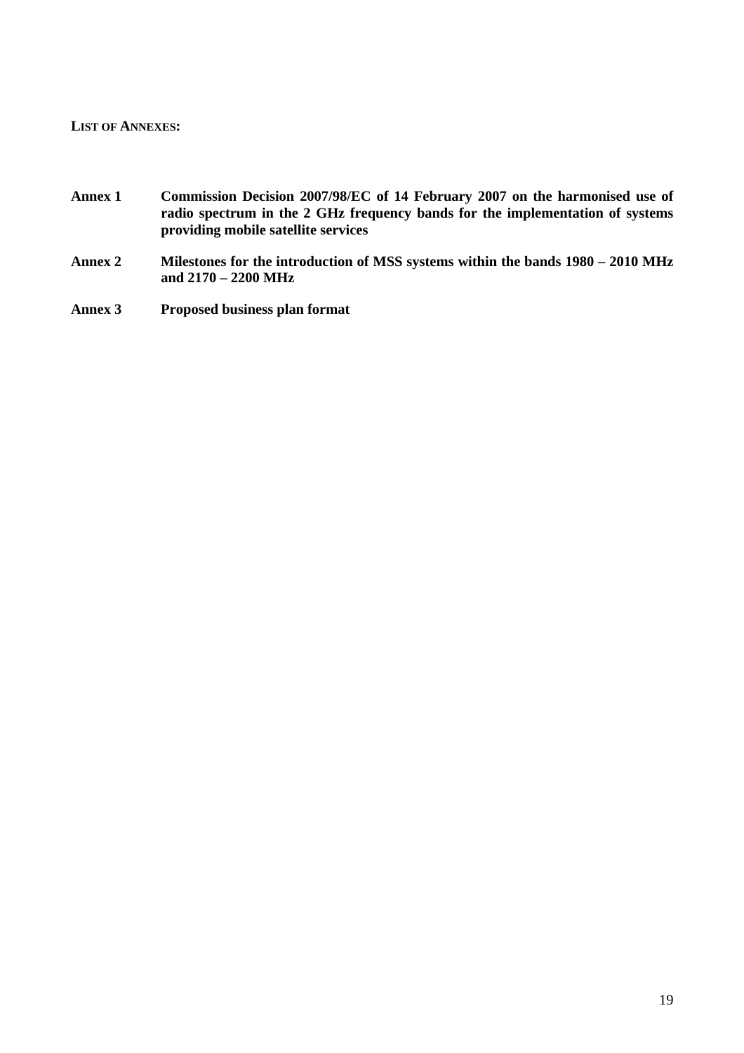**LIST OF ANNEXES:**

| | |
|---|---|
| **Annex 1** | **Commission Decision 2007/98/EC of 14 February 2007 on the harmonised use of radio spectrum in the 2 GHz frequency bands for the implementation of systems providing mobile satellite services** |
| **Annex 2** | **Milestones for the introduction of MSS systems within the bands 1980 – 2010 MHz and 2170 – 2200 MHz** |
| **Annex 3** | **Proposed business plan format** |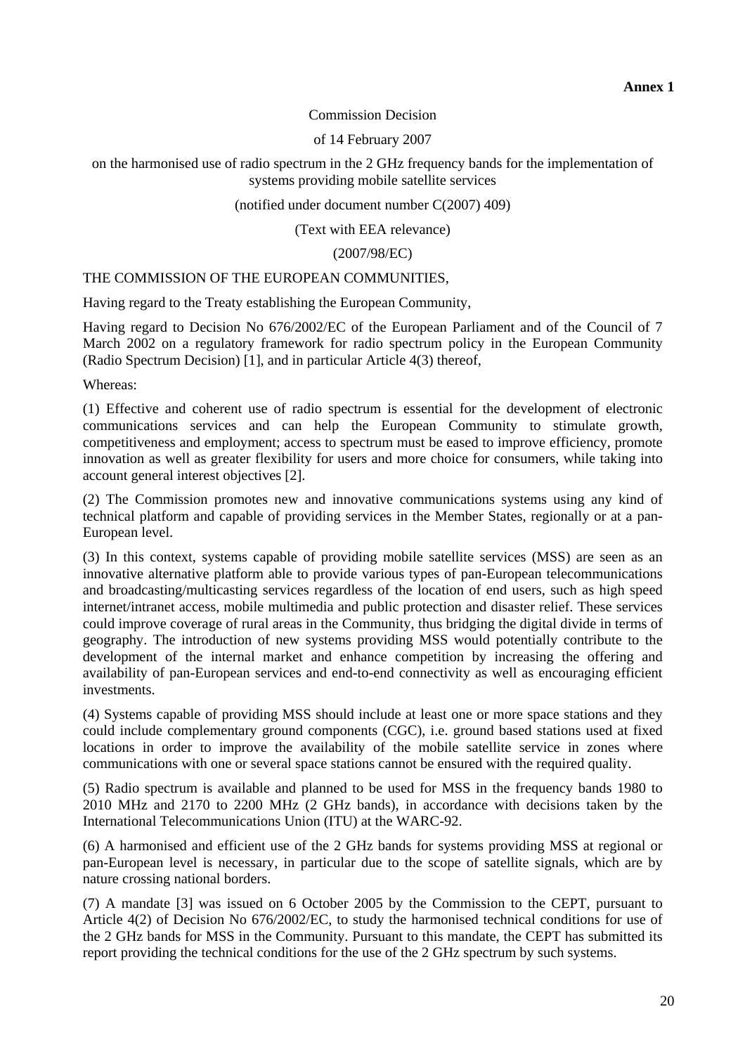**Annex 1**

Commission Decision

of 14 February 2007

on the harmonised use of radio spectrum in the 2 GHz frequency bands for the implementation of systems providing mobile satellite services

(notified under document number C(2007) 409)

(Text with EEA relevance)

(2007/98/EC)

THE COMMISSION OF THE EUROPEAN COMMUNITIES,

Having regard to the Treaty establishing the European Community,

Having regard to Decision No 676/2002/EC of the European Parliament and of the Council of 7 March 2002 on a regulatory framework for radio spectrum policy in the European Community (Radio Spectrum Decision) [1], and in particular Article 4(3) thereof,

Whereas:

(1) Effective and coherent use of radio spectrum is essential for the development of electronic communications services and can help the European Community to stimulate growth, competitiveness and employment; access to spectrum must be eased to improve efficiency, promote innovation as well as greater flexibility for users and more choice for consumers, while taking into account general interest objectives [2].

(2) The Commission promotes new and innovative communications systems using any kind of technical platform and capable of providing services in the Member States, regionally or at a pan-European level.

(3) In this context, systems capable of providing mobile satellite services (MSS) are seen as an innovative alternative platform able to provide various types of pan-European telecommunications and broadcasting/multicasting services regardless of the location of end users, such as high speed internet/intranet access, mobile multimedia and public protection and disaster relief. These services could improve coverage of rural areas in the Community, thus bridging the digital divide in terms of geography. The introduction of new systems providing MSS would potentially contribute to the development of the internal market and enhance competition by increasing the offering and availability of pan-European services and end-to-end connectivity as well as encouraging efficient investments.

(4) Systems capable of providing MSS should include at least one or more space stations and they could include complementary ground components (CGC), i.e. ground based stations used at fixed locations in order to improve the availability of the mobile satellite service in zones where communications with one or several space stations cannot be ensured with the required quality.

(5) Radio spectrum is available and planned to be used for MSS in the frequency bands 1980 to 2010 MHz and 2170 to 2200 MHz (2 GHz bands), in accordance with decisions taken by the International Telecommunications Union (ITU) at the WARC-92.

(6) A harmonised and efficient use of the 2 GHz bands for systems providing MSS at regional or pan-European level is necessary, in particular due to the scope of satellite signals, which are by nature crossing national borders.

(7) A mandate [3] was issued on 6 October 2005 by the Commission to the CEPT, pursuant to Article 4(2) of Decision No 676/2002/EC, to study the harmonised technical conditions for use of the 2 GHz bands for MSS in the Community. Pursuant to this mandate, the CEPT has submitted its report providing the technical conditions for the use of the 2 GHz spectrum by such systems.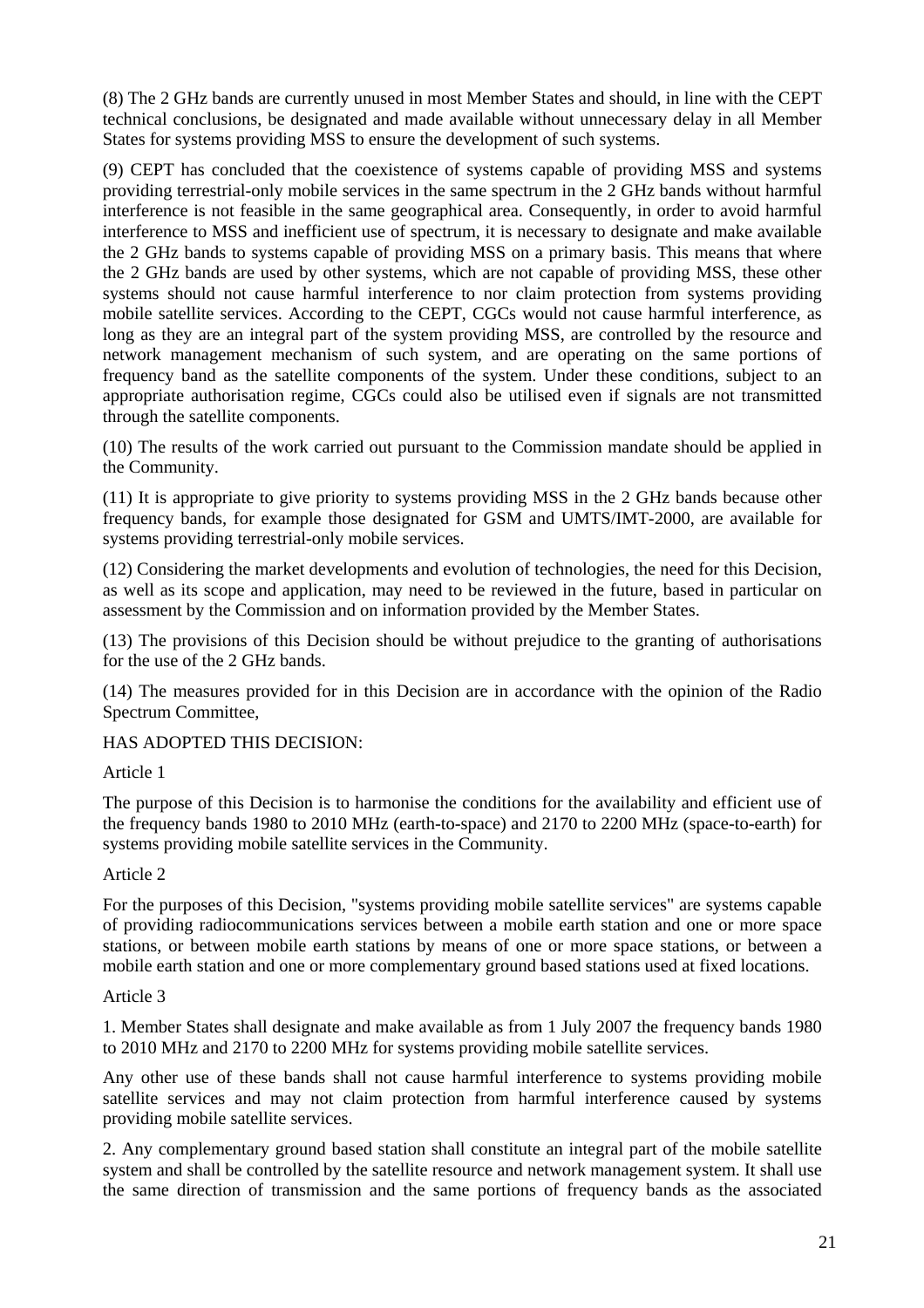(8) The 2 GHz bands are currently unused in most Member States and should, in line with the CEPT technical conclusions, be designated and made available without unnecessary delay in all Member States for systems providing MSS to ensure the development of such systems.

(9) CEPT has concluded that the coexistence of systems capable of providing MSS and systems providing terrestrial-only mobile services in the same spectrum in the 2 GHz bands without harmful interference is not feasible in the same geographical area. Consequently, in order to avoid harmful interference to MSS and inefficient use of spectrum, it is necessary to designate and make available the 2 GHz bands to systems capable of providing MSS on a primary basis. This means that where the 2 GHz bands are used by other systems, which are not capable of providing MSS, these other systems should not cause harmful interference to nor claim protection from systems providing mobile satellite services. According to the CEPT, CGCs would not cause harmful interference, as long as they are an integral part of the system providing MSS, are controlled by the resource and network management mechanism of such system, and are operating on the same portions of frequency band as the satellite components of the system. Under these conditions, subject to an appropriate authorisation regime, CGCs could also be utilised even if signals are not transmitted through the satellite components.

(10) The results of the work carried out pursuant to the Commission mandate should be applied in the Community.

(11) It is appropriate to give priority to systems providing MSS in the 2 GHz bands because other frequency bands, for example those designated for GSM and UMTS/IMT-2000, are available for systems providing terrestrial-only mobile services.

(12) Considering the market developments and evolution of technologies, the need for this Decision, as well as its scope and application, may need to be reviewed in the future, based in particular on assessment by the Commission and on information provided by the Member States.

(13) The provisions of this Decision should be without prejudice to the granting of authorisations for the use of the 2 GHz bands.

(14) The measures provided for in this Decision are in accordance with the opinion of the Radio Spectrum Committee,

HAS ADOPTED THIS DECISION:

Article 1

The purpose of this Decision is to harmonise the conditions for the availability and efficient use of the frequency bands 1980 to 2010 MHz (earth-to-space) and 2170 to 2200 MHz (space-to-earth) for systems providing mobile satellite services in the Community.

Article 2

For the purposes of this Decision, "systems providing mobile satellite services" are systems capable of providing radiocommunications services between a mobile earth station and one or more space stations, or between mobile earth stations by means of one or more space stations, or between a mobile earth station and one or more complementary ground based stations used at fixed locations.

Article 3

1. Member States shall designate and make available as from 1 July 2007 the frequency bands 1980 to 2010 MHz and 2170 to 2200 MHz for systems providing mobile satellite services.

Any other use of these bands shall not cause harmful interference to systems providing mobile satellite services and may not claim protection from harmful interference caused by systems providing mobile satellite services.

2. Any complementary ground based station shall constitute an integral part of the mobile satellite system and shall be controlled by the satellite resource and network management system. It shall use the same direction of transmission and the same portions of frequency bands as the associated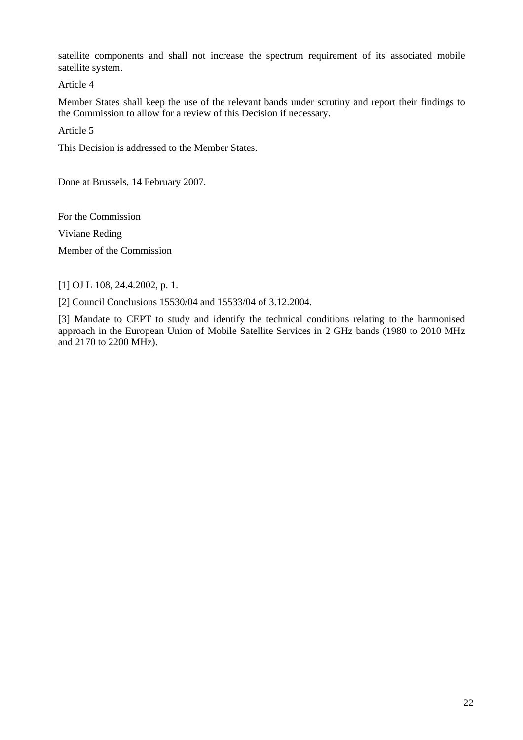satellite components and shall not increase the spectrum requirement of its associated mobile satellite system.

Article 4

Member States shall keep the use of the relevant bands under scrutiny and report their findings to the Commission to allow for a review of this Decision if necessary.

Article 5

This Decision is addressed to the Member States.

Done at Brussels, 14 February 2007.

For the Commission

Viviane Reding

Member of the Commission

[1] OJ L 108, 24.4.2002, p. 1.

[2] Council Conclusions 15530/04 and 15533/04 of 3.12.2004.

[3] Mandate to CEPT to study and identify the technical conditions relating to the harmonised approach in the European Union of Mobile Satellite Services in 2 GHz bands (1980 to 2010 MHz and 2170 to 2200 MHz).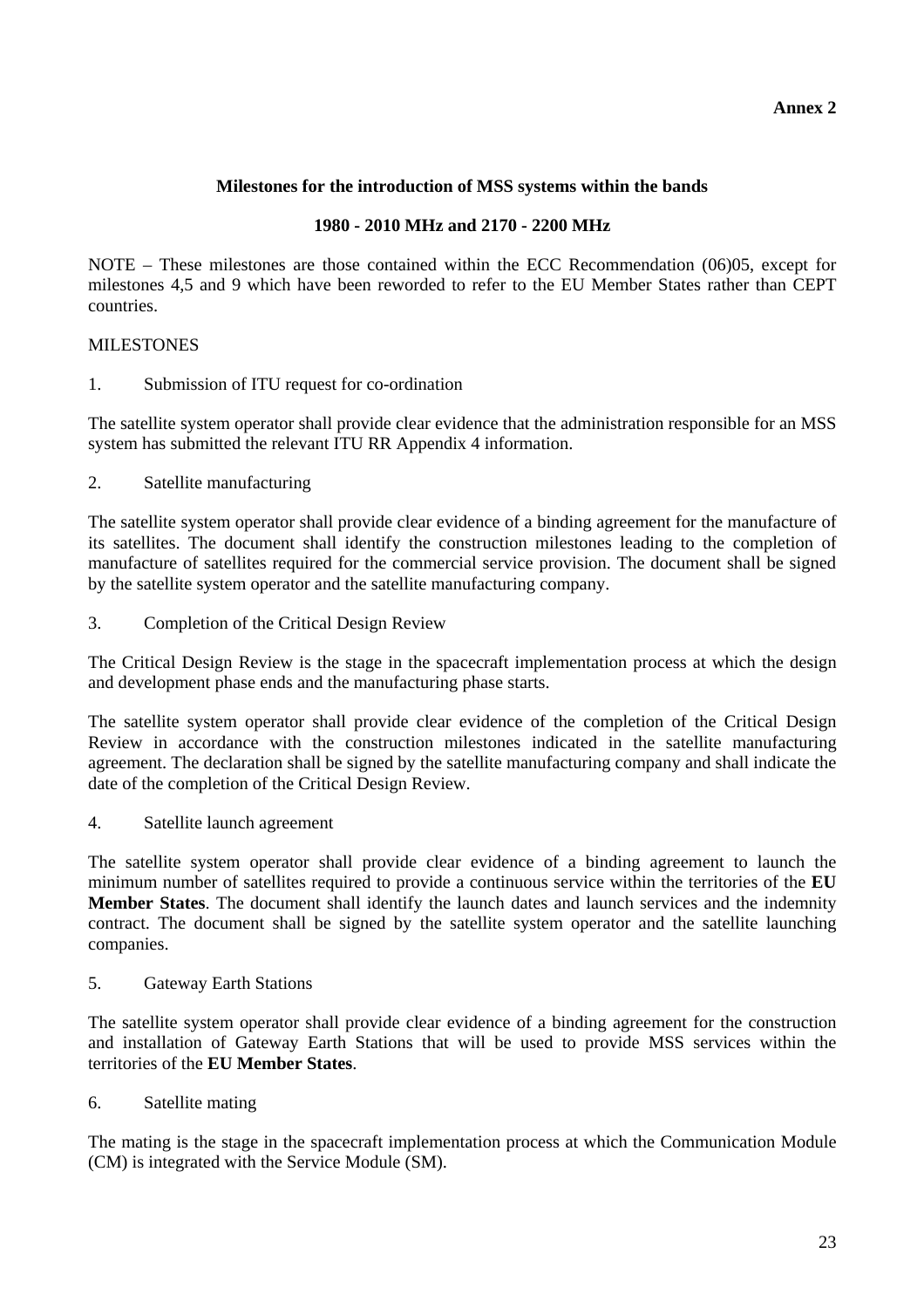**Annex 2**

**Milestones for the introduction of MSS systems within the bands**

**1980 - 2010 MHz and 2170 - 2200 MHz**

NOTE – These milestones are those contained within the ECC Recommendation (06)05, except for milestones 4,5 and 9 which have been reworded to refer to the EU Member States rather than CEPT countries.

MILESTONES

1. Submission of ITU request for co-ordination

The satellite system operator shall provide clear evidence that the administration responsible for an MSS system has submitted the relevant ITU RR Appendix 4 information.

2. Satellite manufacturing

The satellite system operator shall provide clear evidence of a binding agreement for the manufacture of its satellites. The document shall identify the construction milestones leading to the completion of manufacture of satellites required for the commercial service provision. The document shall be signed by the satellite system operator and the satellite manufacturing company.

3. Completion of the Critical Design Review

The Critical Design Review is the stage in the spacecraft implementation process at which the design and development phase ends and the manufacturing phase starts.

The satellite system operator shall provide clear evidence of the completion of the Critical Design Review in accordance with the construction milestones indicated in the satellite manufacturing agreement. The declaration shall be signed by the satellite manufacturing company and shall indicate the date of the completion of the Critical Design Review.

4. Satellite launch agreement

The satellite system operator shall provide clear evidence of a binding agreement to launch the minimum number of satellites required to provide a continuous service within the territories of the **EU Member States**. The document shall identify the launch dates and launch services and the indemnity contract. The document shall be signed by the satellite system operator and the satellite launching companies.

5. Gateway Earth Stations

The satellite system operator shall provide clear evidence of a binding agreement for the construction and installation of Gateway Earth Stations that will be used to provide MSS services within the territories of the **EU Member States**.

6. Satellite mating

The mating is the stage in the spacecraft implementation process at which the Communication Module (CM) is integrated with the Service Module (SM).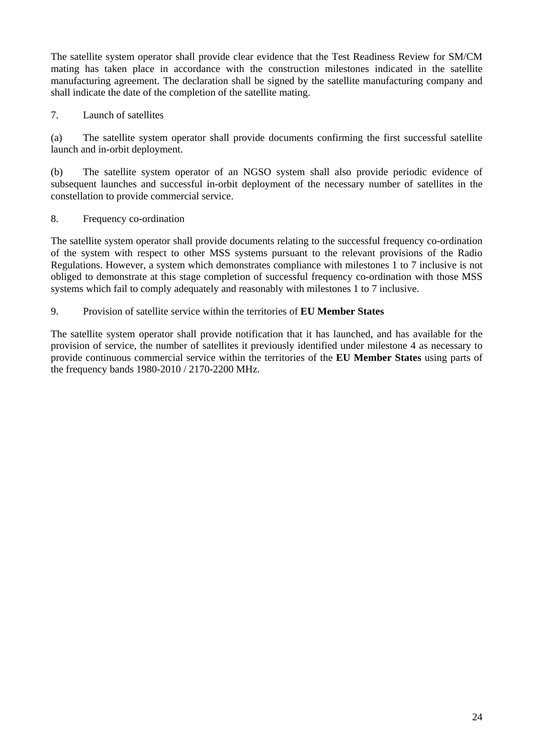The satellite system operator shall provide clear evidence that the Test Readiness Review for SM/CM mating has taken place in accordance with the construction milestones indicated in the satellite manufacturing agreement. The declaration shall be signed by the satellite manufacturing company and shall indicate the date of the completion of the satellite mating.

7. Launch of satellites

(a) The satellite system operator shall provide documents confirming the first successful satellite launch and in-orbit deployment.

(b) The satellite system operator of an NGSO system shall also provide periodic evidence of subsequent launches and successful in-orbit deployment of the necessary number of satellites in the constellation to provide commercial service.

8. Frequency co-ordination

The satellite system operator shall provide documents relating to the successful frequency co-ordination of the system with respect to other MSS systems pursuant to the relevant provisions of the Radio Regulations. However, a system which demonstrates compliance with milestones 1 to 7 inclusive is not obliged to demonstrate at this stage completion of successful frequency co-ordination with those MSS systems which fail to comply adequately and reasonably with milestones 1 to 7 inclusive.

9. Provision of satellite service within the territories of **EU Member States**

The satellite system operator shall provide notification that it has launched, and has available for the provision of service, the number of satellites it previously identified under milestone 4 as necessary to provide continuous commercial service within the territories of the **EU Member States** using parts of the frequency bands 1980-2010 / 2170-2200 MHz.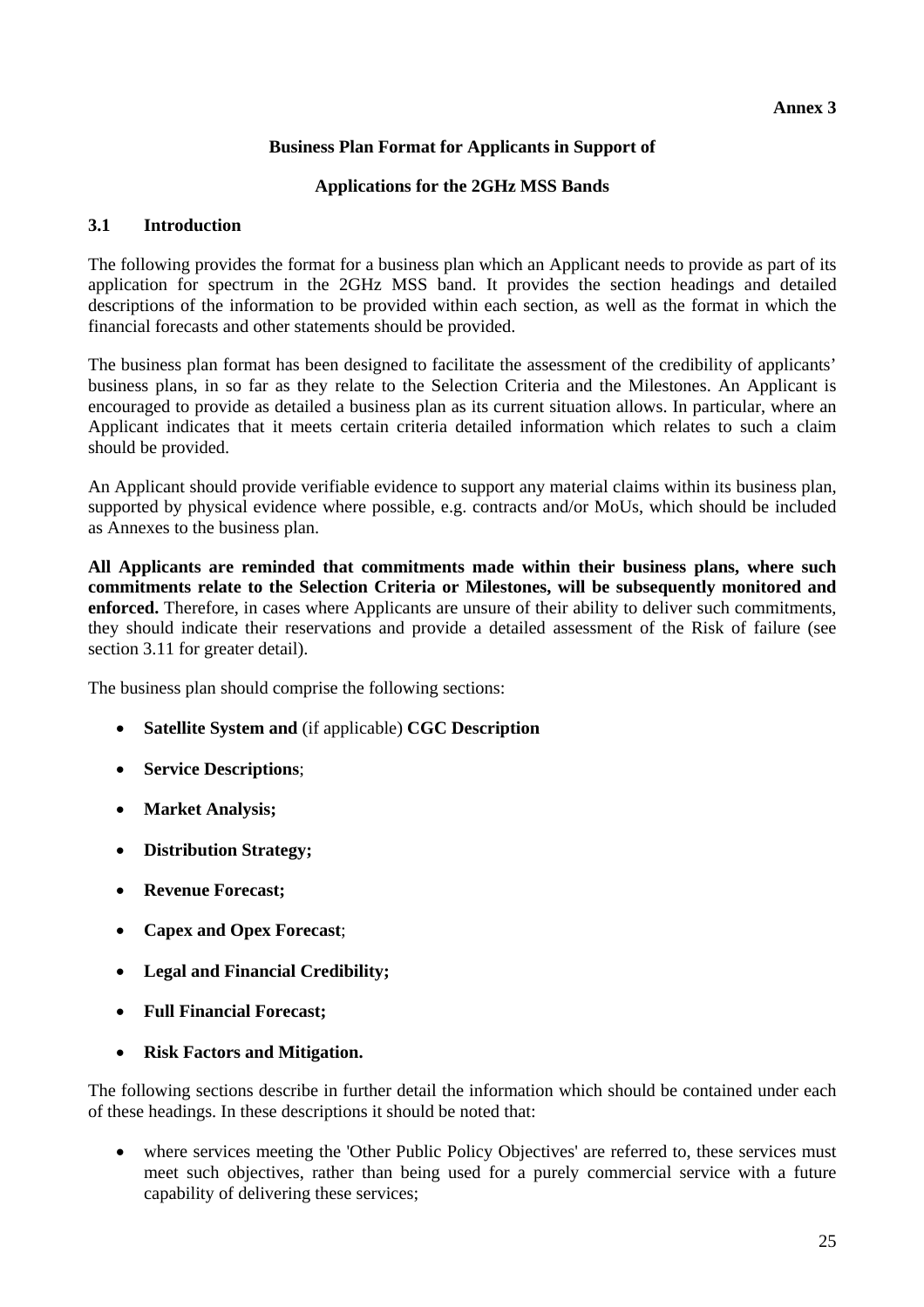**Annex 3**

**Business Plan Format for Applicants in Support of**

**Applications for the 2GHz MSS Bands**

### 3.1 Introduction

The following provides the format for a business plan which an Applicant needs to provide as part of its application for spectrum in the 2GHz MSS band. It provides the section headings and detailed descriptions of the information to be provided within each section, as well as the format in which the financial forecasts and other statements should be provided.

The business plan format has been designed to facilitate the assessment of the credibility of applicants' business plans, in so far as they relate to the Selection Criteria and the Milestones. An Applicant is encouraged to provide as detailed a business plan as its current situation allows. In particular, where an Applicant indicates that it meets certain criteria detailed information which relates to such a claim should be provided.

An Applicant should provide verifiable evidence to support any material claims within its business plan, supported by physical evidence where possible, e.g. contracts and/or MoUs, which should be included as Annexes to the business plan.

**All Applicants are reminded that commitments made within their business plans, where such commitments relate to the Selection Criteria or Milestones, will be subsequently monitored and enforced.** Therefore, in cases where Applicants are unsure of their ability to deliver such commitments, they should indicate their reservations and provide a detailed assessment of the Risk of failure (see section 3.11 for greater detail).

The business plan should comprise the following sections:

- **Satellite System and** (if applicable) **CGC Description**
- **Service Descriptions**;
- **Market Analysis;**
- **Distribution Strategy;**
- **Revenue Forecast;**
- **Capex and Opex Forecast**;
- **Legal and Financial Credibility;**
- **Full Financial Forecast;**
- **Risk Factors and Mitigation.**

The following sections describe in further detail the information which should be contained under each of these headings. In these descriptions it should be noted that:

- where services meeting the 'Other Public Policy Objectives' are referred to, these services must meet such objectives, rather than being used for a purely commercial service with a future capability of delivering these services;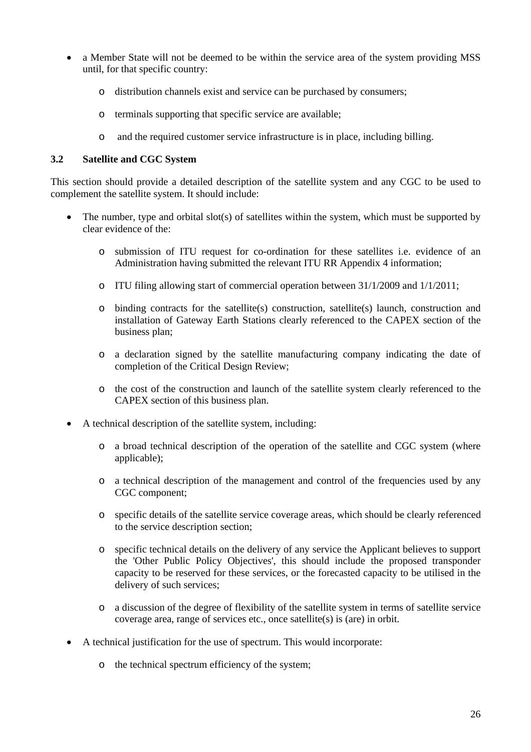- a Member State will not be deemed to be within the service area of the system providing MSS until, for that specific country:
  - distribution channels exist and service can be purchased by consumers;
  - terminals supporting that specific service are available;
  - and the required customer service infrastructure is in place, including billing.

### 3.2 Satellite and CGC System

This section should provide a detailed description of the satellite system and any CGC to be used to complement the satellite system. It should include:

- The number, type and orbital slot(s) of satellites within the system, which must be supported by clear evidence of the:
  - submission of ITU request for co-ordination for these satellites i.e. evidence of an Administration having submitted the relevant ITU RR Appendix 4 information;
  - ITU filing allowing start of commercial operation between 31/1/2009 and 1/1/2011;
  - binding contracts for the satellite(s) construction, satellite(s) launch, construction and installation of Gateway Earth Stations clearly referenced to the CAPEX section of the business plan;
  - a declaration signed by the satellite manufacturing company indicating the date of completion of the Critical Design Review;
  - the cost of the construction and launch of the satellite system clearly referenced to the CAPEX section of this business plan.
- A technical description of the satellite system, including:
  - a broad technical description of the operation of the satellite and CGC system (where applicable);
  - a technical description of the management and control of the frequencies used by any CGC component;
  - specific details of the satellite service coverage areas, which should be clearly referenced to the service description section;
  - specific technical details on the delivery of any service the Applicant believes to support the 'Other Public Policy Objectives', this should include the proposed transponder capacity to be reserved for these services, or the forecasted capacity to be utilised in the delivery of such services;
  - a discussion of the degree of flexibility of the satellite system in terms of satellite service coverage area, range of services etc., once satellite(s) is (are) in orbit.
- A technical justification for the use of spectrum. This would incorporate:
  - the technical spectrum efficiency of the system;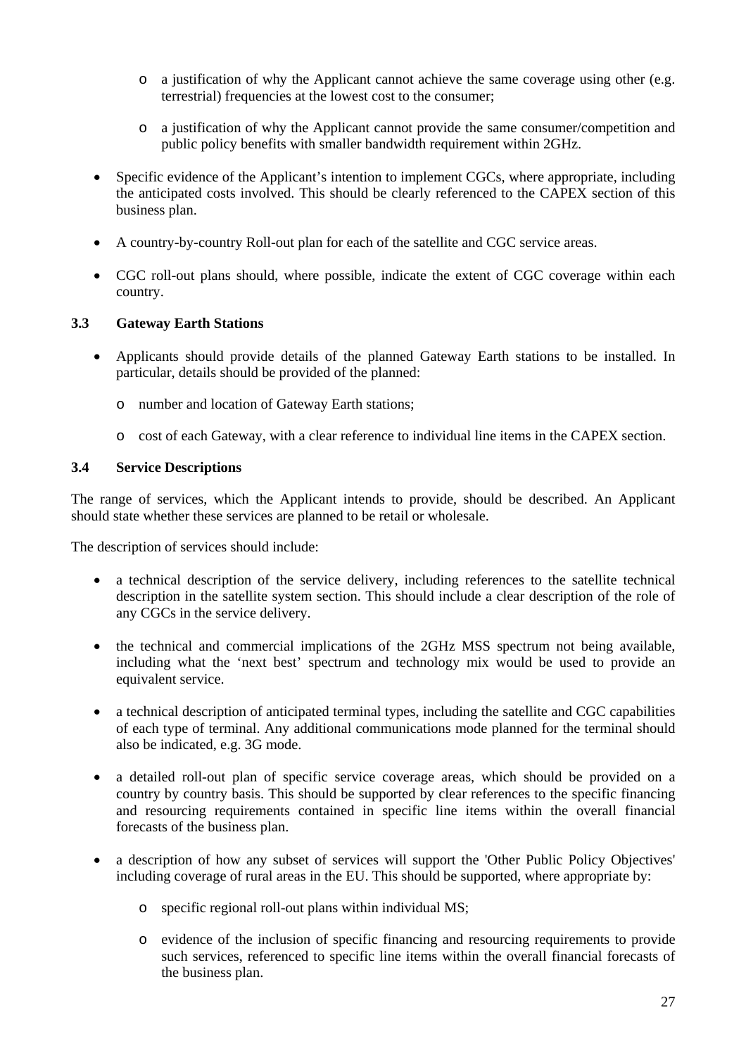- a justification of why the Applicant cannot achieve the same coverage using other (e.g. terrestrial) frequencies at the lowest cost to the consumer;

    - a justification of why the Applicant cannot provide the same consumer/competition and public policy benefits with smaller bandwidth requirement within 2GHz.

- Specific evidence of the Applicant's intention to implement CGCs, where appropriate, including the anticipated costs involved. This should be clearly referenced to the CAPEX section of this business plan.

- A country-by-country Roll-out plan for each of the satellite and CGC service areas.

- CGC roll-out plans should, where possible, indicate the extent of CGC coverage within each country.

### 3.3 Gateway Earth Stations

- Applicants should provide details of the planned Gateway Earth stations to be installed. In particular, details should be provided of the planned:

    - number and location of Gateway Earth stations;

    - cost of each Gateway, with a clear reference to individual line items in the CAPEX section.

### 3.4 Service Descriptions

The range of services, which the Applicant intends to provide, should be described. An Applicant should state whether these services are planned to be retail or wholesale.

The description of services should include:

- a technical description of the service delivery, including references to the satellite technical description in the satellite system section. This should include a clear description of the role of any CGCs in the service delivery.

- the technical and commercial implications of the 2GHz MSS spectrum not being available, including what the 'next best' spectrum and technology mix would be used to provide an equivalent service.

- a technical description of anticipated terminal types, including the satellite and CGC capabilities of each type of terminal. Any additional communications mode planned for the terminal should also be indicated, e.g. 3G mode.

- a detailed roll-out plan of specific service coverage areas, which should be provided on a country by country basis. This should be supported by clear references to the specific financing and resourcing requirements contained in specific line items within the overall financial forecasts of the business plan.

- a description of how any subset of services will support the 'Other Public Policy Objectives' including coverage of rural areas in the EU. This should be supported, where appropriate by:

    - specific regional roll-out plans within individual MS;

    - evidence of the inclusion of specific financing and resourcing requirements to provide such services, referenced to specific line items within the overall financial forecasts of the business plan.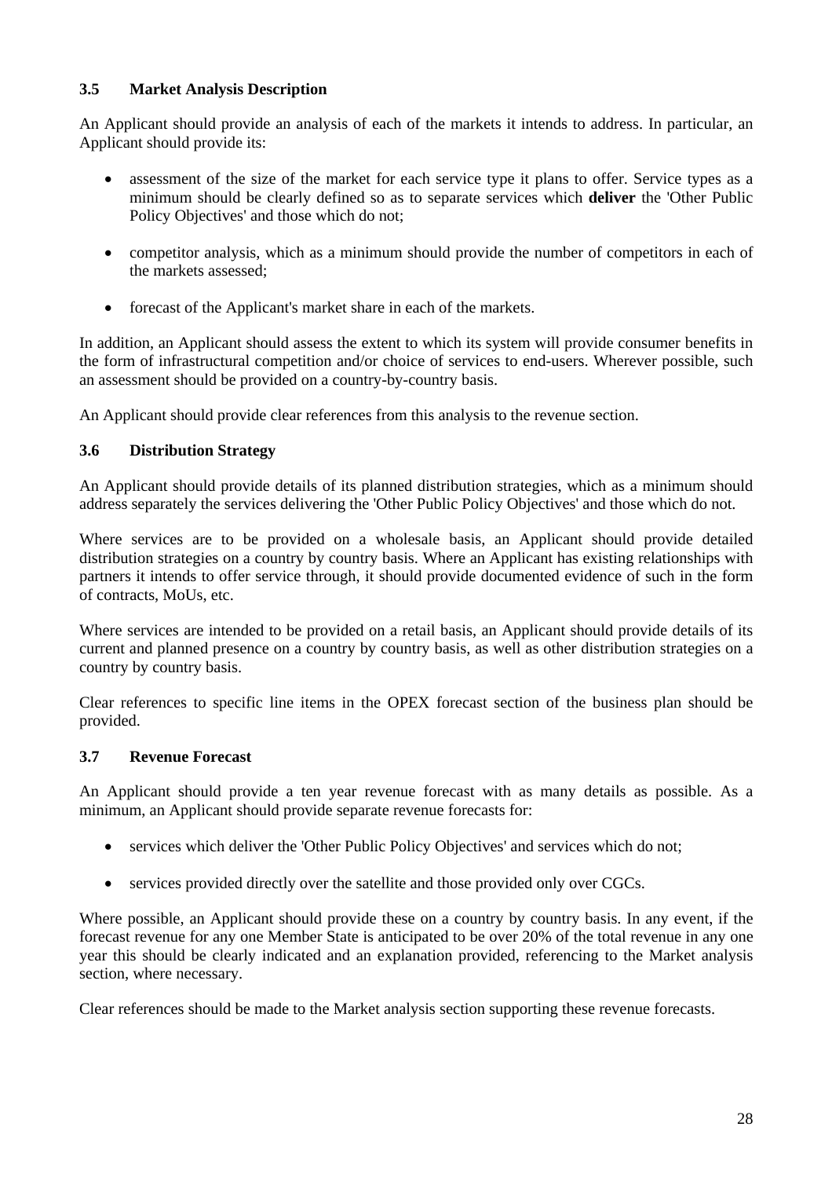### 3.5 Market Analysis Description

An Applicant should provide an analysis of each of the markets it intends to address. In particular, an Applicant should provide its:

- assessment of the size of the market for each service type it plans to offer. Service types as a minimum should be clearly defined so as to separate services which **deliver** the 'Other Public Policy Objectives' and those which do not;
- competitor analysis, which as a minimum should provide the number of competitors in each of the markets assessed;
- forecast of the Applicant's market share in each of the markets.

In addition, an Applicant should assess the extent to which its system will provide consumer benefits in the form of infrastructural competition and/or choice of services to end-users. Wherever possible, such an assessment should be provided on a country-by-country basis.

An Applicant should provide clear references from this analysis to the revenue section.

### 3.6 Distribution Strategy

An Applicant should provide details of its planned distribution strategies, which as a minimum should address separately the services delivering the 'Other Public Policy Objectives' and those which do not.

Where services are to be provided on a wholesale basis, an Applicant should provide detailed distribution strategies on a country by country basis. Where an Applicant has existing relationships with partners it intends to offer service through, it should provide documented evidence of such in the form of contracts, MoUs, etc.

Where services are intended to be provided on a retail basis, an Applicant should provide details of its current and planned presence on a country by country basis, as well as other distribution strategies on a country by country basis.

Clear references to specific line items in the OPEX forecast section of the business plan should be provided.

### 3.7 Revenue Forecast

An Applicant should provide a ten year revenue forecast with as many details as possible. As a minimum, an Applicant should provide separate revenue forecasts for:

- services which deliver the 'Other Public Policy Objectives' and services which do not;
- services provided directly over the satellite and those provided only over CGCs.

Where possible, an Applicant should provide these on a country by country basis. In any event, if the forecast revenue for any one Member State is anticipated to be over 20% of the total revenue in any one year this should be clearly indicated and an explanation provided, referencing to the Market analysis section, where necessary.

Clear references should be made to the Market analysis section supporting these revenue forecasts.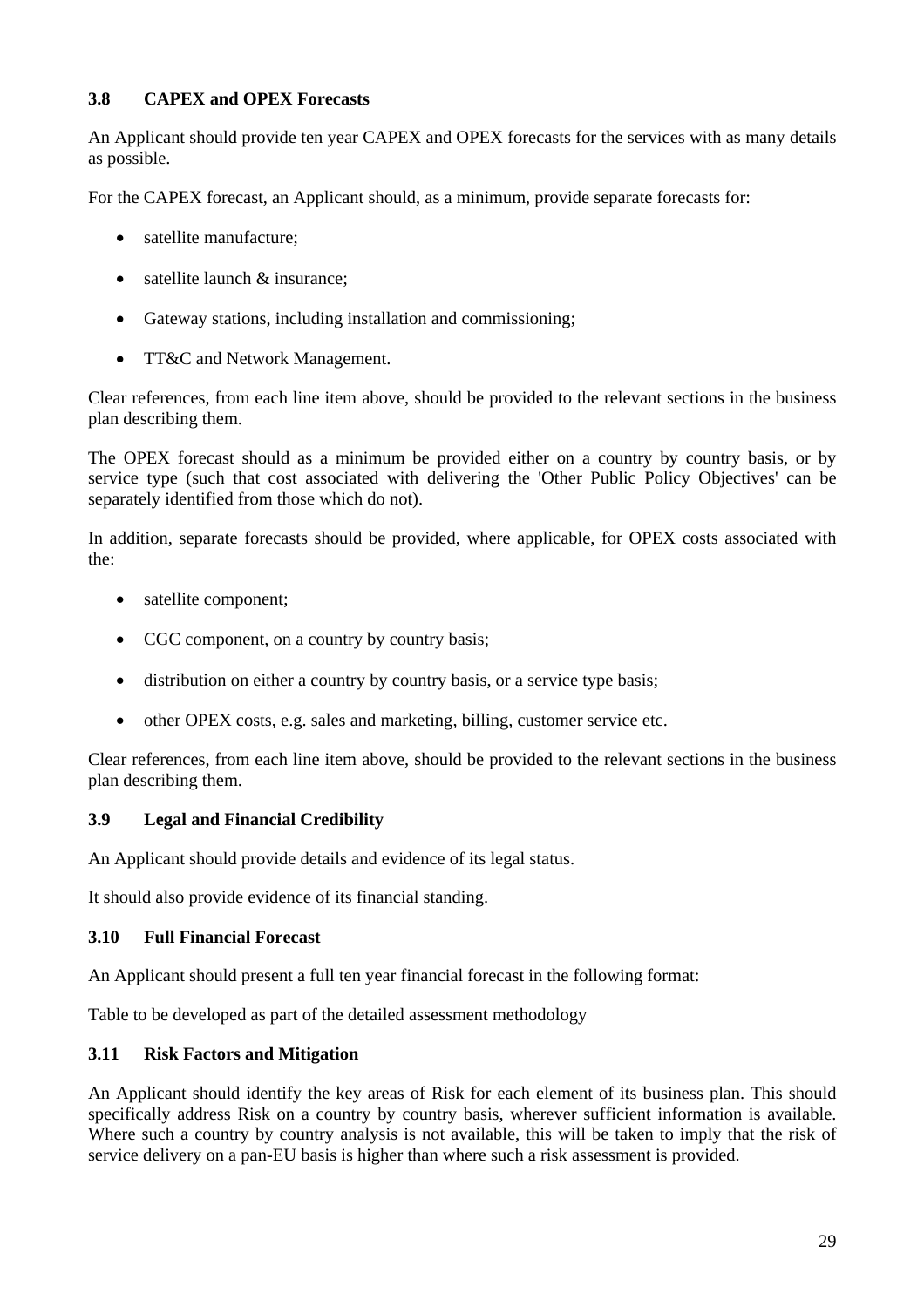### 3.8 CAPEX and OPEX Forecasts

An Applicant should provide ten year CAPEX and OPEX forecasts for the services with as many details as possible.

For the CAPEX forecast, an Applicant should, as a minimum, provide separate forecasts for:

- satellite manufacture;
- satellite launch & insurance;
- Gateway stations, including installation and commissioning;
- TT&C and Network Management.

Clear references, from each line item above, should be provided to the relevant sections in the business plan describing them.

The OPEX forecast should as a minimum be provided either on a country by country basis, or by service type (such that cost associated with delivering the 'Other Public Policy Objectives' can be separately identified from those which do not).

In addition, separate forecasts should be provided, where applicable, for OPEX costs associated with the:

- satellite component;
- CGC component, on a country by country basis;
- distribution on either a country by country basis, or a service type basis;
- other OPEX costs, e.g. sales and marketing, billing, customer service etc.

Clear references, from each line item above, should be provided to the relevant sections in the business plan describing them.

### 3.9 Legal and Financial Credibility

An Applicant should provide details and evidence of its legal status.

It should also provide evidence of its financial standing.

### 3.10 Full Financial Forecast

An Applicant should present a full ten year financial forecast in the following format:

Table to be developed as part of the detailed assessment methodology

### 3.11 Risk Factors and Mitigation

An Applicant should identify the key areas of Risk for each element of its business plan. This should specifically address Risk on a country by country basis, wherever sufficient information is available. Where such a country by country analysis is not available, this will be taken to imply that the risk of service delivery on a pan-EU basis is higher than where such a risk assessment is provided.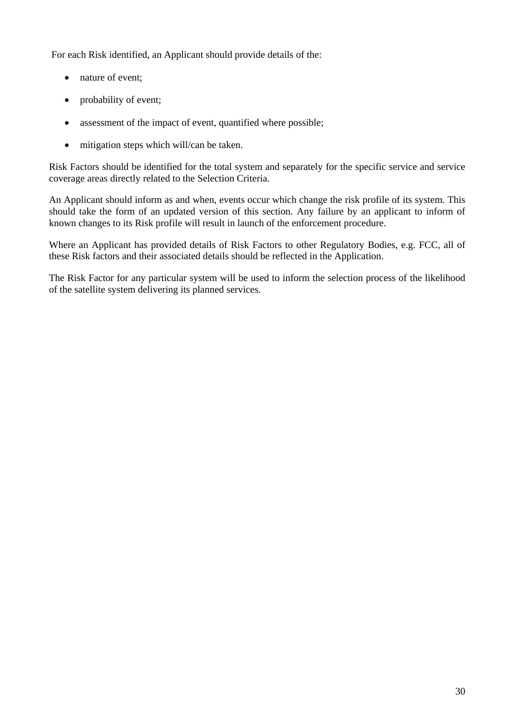For each Risk identified, an Applicant should provide details of the:

- nature of event;
- probability of event;
- assessment of the impact of event, quantified where possible;
- mitigation steps which will/can be taken.

Risk Factors should be identified for the total system and separately for the specific service and service coverage areas directly related to the Selection Criteria.

An Applicant should inform as and when, events occur which change the risk profile of its system. This should take the form of an updated version of this section. Any failure by an applicant to inform of known changes to its Risk profile will result in launch of the enforcement procedure.

Where an Applicant has provided details of Risk Factors to other Regulatory Bodies, e.g. FCC, all of these Risk factors and their associated details should be reflected in the Application.

The Risk Factor for any particular system will be used to inform the selection process of the likelihood of the satellite system delivering its planned services.